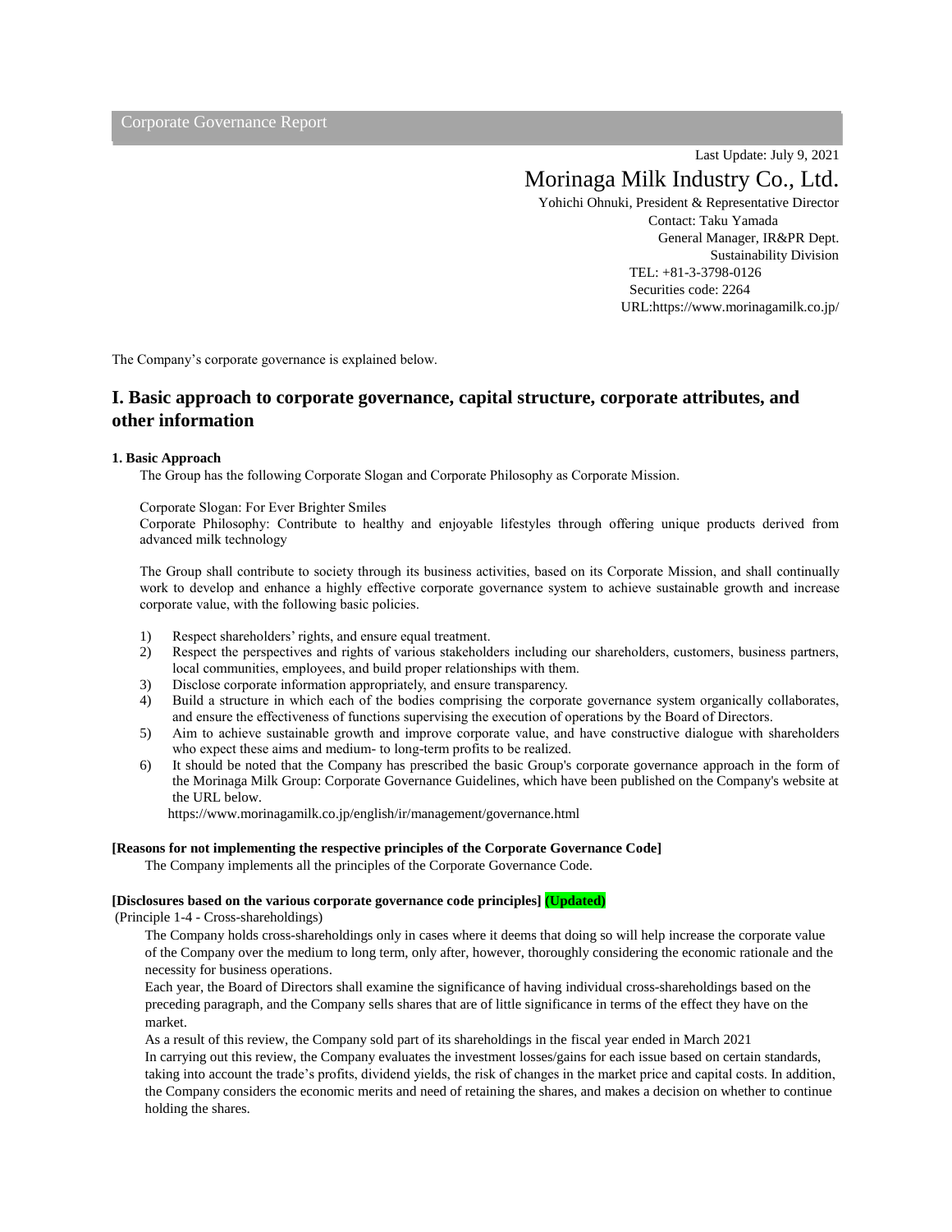Corporate Governance Report

Last Update: July 9, 2021

# Morinaga Milk Industry Co., Ltd.

Yohichi Ohnuki, President & Representative Director
Contact: Taku Yamada
General Manager, IR&PR Dept.
Sustainability Division
TEL: +81-3-3798-0126
Securities code: 2264
URL:https://www.morinagamilk.co.jp/

The Company's corporate governance is explained below.

## I. Basic approach to corporate governance, capital structure, corporate attributes, and other information

### 1. Basic Approach

The Group has the following Corporate Slogan and Corporate Philosophy as Corporate Mission.

Corporate Slogan: For Ever Brighter Smiles
Corporate Philosophy: Contribute to healthy and enjoyable lifestyles through offering unique products derived from advanced milk technology

The Group shall contribute to society through its business activities, based on its Corporate Mission, and shall continually work to develop and enhance a highly effective corporate governance system to achieve sustainable growth and increase corporate value, with the following basic policies.

1) Respect shareholders' rights, and ensure equal treatment.
2) Respect the perspectives and rights of various stakeholders including our shareholders, customers, business partners, local communities, employees, and build proper relationships with them.
3) Disclose corporate information appropriately, and ensure transparency.
4) Build a structure in which each of the bodies comprising the corporate governance system organically collaborates, and ensure the effectiveness of functions supervising the execution of operations by the Board of Directors.
5) Aim to achieve sustainable growth and improve corporate value, and have constructive dialogue with shareholders who expect these aims and medium- to long-term profits to be realized.
6) It should be noted that the Company has prescribed the basic Group's corporate governance approach in the form of the Morinaga Milk Group: Corporate Governance Guidelines, which have been published on the Company's website at the URL below.
   https://www.morinagamilk.co.jp/english/ir/management/governance.html

**[Reasons for not implementing the respective principles of the Corporate Governance Code]**

The Company implements all the principles of the Corporate Governance Code.

**[Disclosures based on the various corporate governance code principles] (Updated)**

(Principle 1-4 - Cross-shareholdings)

The Company holds cross-shareholdings only in cases where it deems that doing so will help increase the corporate value of the Company over the medium to long term, only after, however, thoroughly considering the economic rationale and the necessity for business operations.

Each year, the Board of Directors shall examine the significance of having individual cross-shareholdings based on the preceding paragraph, and the Company sells shares that are of little significance in terms of the effect they have on the market.

As a result of this review, the Company sold part of its shareholdings in the fiscal year ended in March 2021

In carrying out this review, the Company evaluates the investment losses/gains for each issue based on certain standards, taking into account the trade's profits, dividend yields, the risk of changes in the market price and capital costs. In addition, the Company considers the economic merits and need of retaining the shares, and makes a decision on whether to continue holding the shares.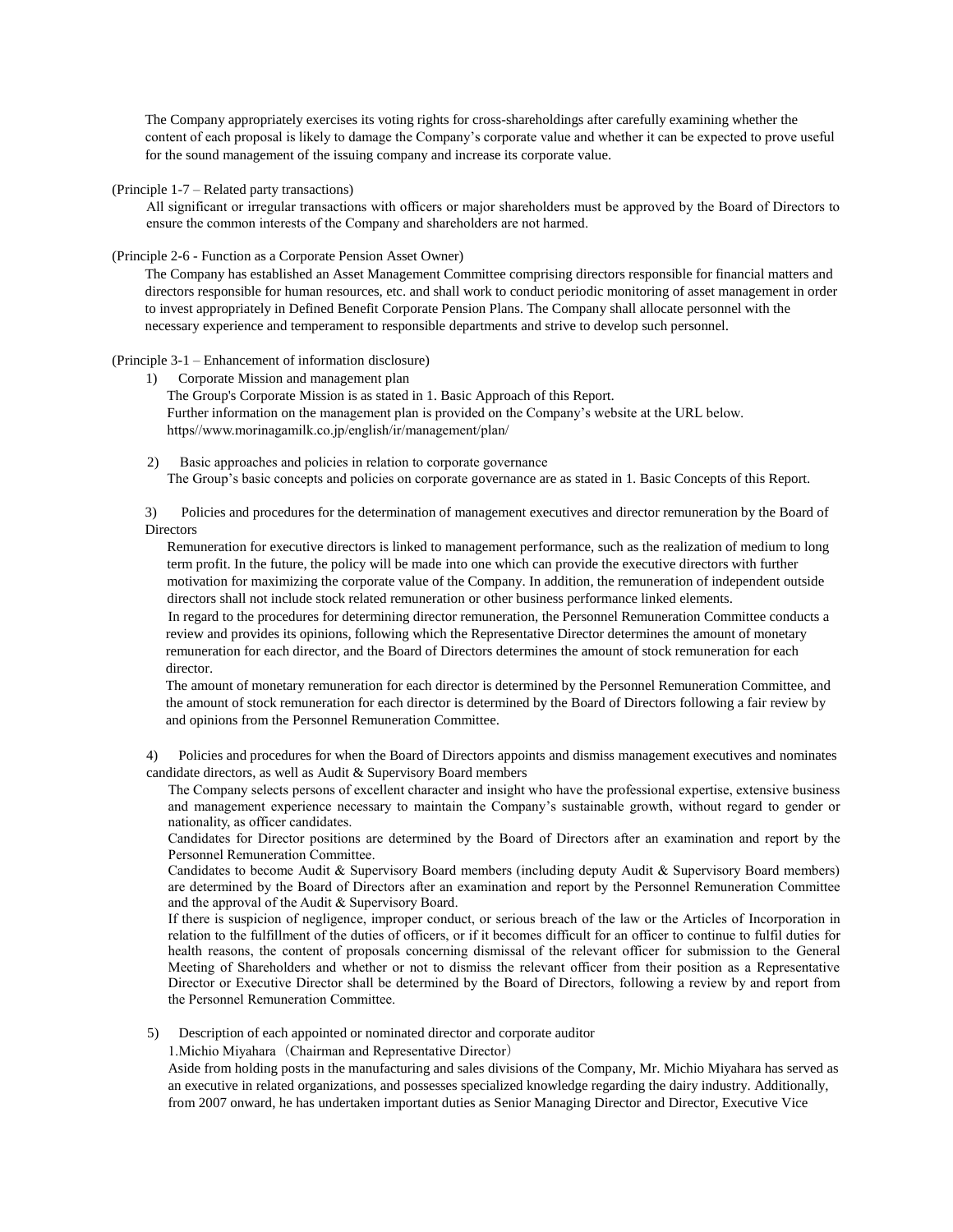The Company appropriately exercises its voting rights for cross-shareholdings after carefully examining whether the content of each proposal is likely to damage the Company's corporate value and whether it can be expected to prove useful for the sound management of the issuing company and increase its corporate value.

(Principle 1-7 – Related party transactions)

All significant or irregular transactions with officers or major shareholders must be approved by the Board of Directors to ensure the common interests of the Company and shareholders are not harmed.

(Principle 2-6 - Function as a Corporate Pension Asset Owner)

The Company has established an Asset Management Committee comprising directors responsible for financial matters and directors responsible for human resources, etc. and shall work to conduct periodic monitoring of asset management in order to invest appropriately in Defined Benefit Corporate Pension Plans. The Company shall allocate personnel with the necessary experience and temperament to responsible departments and strive to develop such personnel.

(Principle 3-1 – Enhancement of information disclosure)

1) Corporate Mission and management plan

The Group's Corporate Mission is as stated in 1. Basic Approach of this Report.
Further information on the management plan is provided on the Company's website at the URL below.
https//www.morinagamilk.co.jp/english/ir/management/plan/

2) Basic approaches and policies in relation to corporate governance

The Group's basic concepts and policies on corporate governance are as stated in 1. Basic Concepts of this Report.

3) Policies and procedures for the determination of management executives and director remuneration by the Board of Directors

Remuneration for executive directors is linked to management performance, such as the realization of medium to long term profit. In the future, the policy will be made into one which can provide the executive directors with further motivation for maximizing the corporate value of the Company. In addition, the remuneration of independent outside directors shall not include stock related remuneration or other business performance linked elements.

In regard to the procedures for determining director remuneration, the Personnel Remuneration Committee conducts a review and provides its opinions, following which the Representative Director determines the amount of monetary remuneration for each director, and the Board of Directors determines the amount of stock remuneration for each director.

The amount of monetary remuneration for each director is determined by the Personnel Remuneration Committee, and the amount of stock remuneration for each director is determined by the Board of Directors following a fair review by and opinions from the Personnel Remuneration Committee.

4) Policies and procedures for when the Board of Directors appoints and dismiss management executives and nominates candidate directors, as well as Audit & Supervisory Board members

The Company selects persons of excellent character and insight who have the professional expertise, extensive business and management experience necessary to maintain the Company's sustainable growth, without regard to gender or nationality, as officer candidates.

Candidates for Director positions are determined by the Board of Directors after an examination and report by the Personnel Remuneration Committee.

Candidates to become Audit & Supervisory Board members (including deputy Audit & Supervisory Board members) are determined by the Board of Directors after an examination and report by the Personnel Remuneration Committee and the approval of the Audit & Supervisory Board.

If there is suspicion of negligence, improper conduct, or serious breach of the law or the Articles of Incorporation in relation to the fulfillment of the duties of officers, or if it becomes difficult for an officer to continue to fulfil duties for health reasons, the content of proposals concerning dismissal of the relevant officer for submission to the General Meeting of Shareholders and whether or not to dismiss the relevant officer from their position as a Representative Director or Executive Director shall be determined by the Board of Directors, following a review by and report from the Personnel Remuneration Committee.

5) Description of each appointed or nominated director and corporate auditor

1.Michio Miyahara（Chairman and Representative Director）

Aside from holding posts in the manufacturing and sales divisions of the Company, Mr. Michio Miyahara has served as an executive in related organizations, and possesses specialized knowledge regarding the dairy industry. Additionally, from 2007 onward, he has undertaken important duties as Senior Managing Director and Director, Executive Vice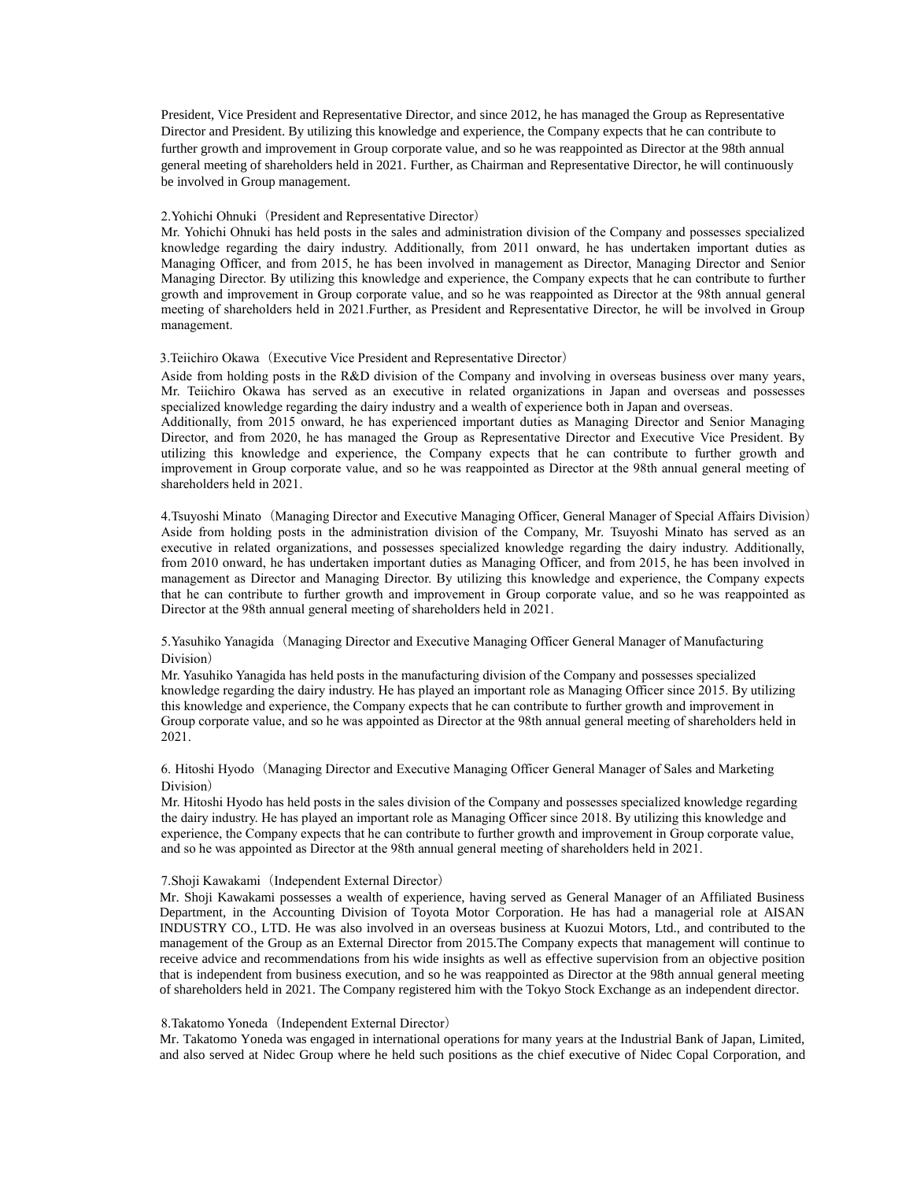President, Vice President and Representative Director, and since 2012, he has managed the Group as Representative Director and President. By utilizing this knowledge and experience, the Company expects that he can contribute to further growth and improvement in Group corporate value, and so he was reappointed as Director at the 98th annual general meeting of shareholders held in 2021. Further, as Chairman and Representative Director, he will continuously be involved in Group management.

2.Yohichi Ohnuki（President and Representative Director）

Mr. Yohichi Ohnuki has held posts in the sales and administration division of the Company and possesses specialized knowledge regarding the dairy industry. Additionally, from 2011 onward, he has undertaken important duties as Managing Officer, and from 2015, he has been involved in management as Director, Managing Director and Senior Managing Director. By utilizing this knowledge and experience, the Company expects that he can contribute to further growth and improvement in Group corporate value, and so he was reappointed as Director at the 98th annual general meeting of shareholders held in 2021.Further, as President and Representative Director, he will be involved in Group management.

3.Teiichiro Okawa（Executive Vice President and Representative Director）

Aside from holding posts in the R&D division of the Company and involving in overseas business over many years, Mr. Teiichiro Okawa has served as an executive in related organizations in Japan and overseas and possesses specialized knowledge regarding the dairy industry and a wealth of experience both in Japan and overseas.

Additionally, from 2015 onward, he has experienced important duties as Managing Director and Senior Managing Director, and from 2020, he has managed the Group as Representative Director and Executive Vice President. By utilizing this knowledge and experience, the Company expects that he can contribute to further growth and improvement in Group corporate value, and so he was reappointed as Director at the 98th annual general meeting of shareholders held in 2021.

4.Tsuyoshi Minato（Managing Director and Executive Managing Officer, General Manager of Special Affairs Division）

Aside from holding posts in the administration division of the Company, Mr. Tsuyoshi Minato has served as an executive in related organizations, and possesses specialized knowledge regarding the dairy industry. Additionally, from 2010 onward, he has undertaken important duties as Managing Officer, and from 2015, he has been involved in management as Director and Managing Director. By utilizing this knowledge and experience, the Company expects that he can contribute to further growth and improvement in Group corporate value, and so he was reappointed as Director at the 98th annual general meeting of shareholders held in 2021.

5.Yasuhiko Yanagida（Managing Director and Executive Managing Officer General Manager of Manufacturing Division）

Mr. Yasuhiko Yanagida has held posts in the manufacturing division of the Company and possesses specialized knowledge regarding the dairy industry. He has played an important role as Managing Officer since 2015. By utilizing this knowledge and experience, the Company expects that he can contribute to further growth and improvement in Group corporate value, and so he was appointed as Director at the 98th annual general meeting of shareholders held in 2021.

6. Hitoshi Hyodo（Managing Director and Executive Managing Officer General Manager of Sales and Marketing Division）

Mr. Hitoshi Hyodo has held posts in the sales division of the Company and possesses specialized knowledge regarding the dairy industry. He has played an important role as Managing Officer since 2018. By utilizing this knowledge and experience, the Company expects that he can contribute to further growth and improvement in Group corporate value, and so he was appointed as Director at the 98th annual general meeting of shareholders held in 2021.

7.Shoji Kawakami（Independent External Director）

Mr. Shoji Kawakami possesses a wealth of experience, having served as General Manager of an Affiliated Business Department, in the Accounting Division of Toyota Motor Corporation. He has had a managerial role at AISAN INDUSTRY CO., LTD. He was also involved in an overseas business at Kuozui Motors, Ltd., and contributed to the management of the Group as an External Director from 2015.The Company expects that management will continue to receive advice and recommendations from his wide insights as well as effective supervision from an objective position that is independent from business execution, and so he was reappointed as Director at the 98th annual general meeting of shareholders held in 2021. The Company registered him with the Tokyo Stock Exchange as an independent director.

8.Takatomo Yoneda（Independent External Director）

Mr. Takatomo Yoneda was engaged in international operations for many years at the Industrial Bank of Japan, Limited, and also served at Nidec Group where he held such positions as the chief executive of Nidec Copal Corporation, and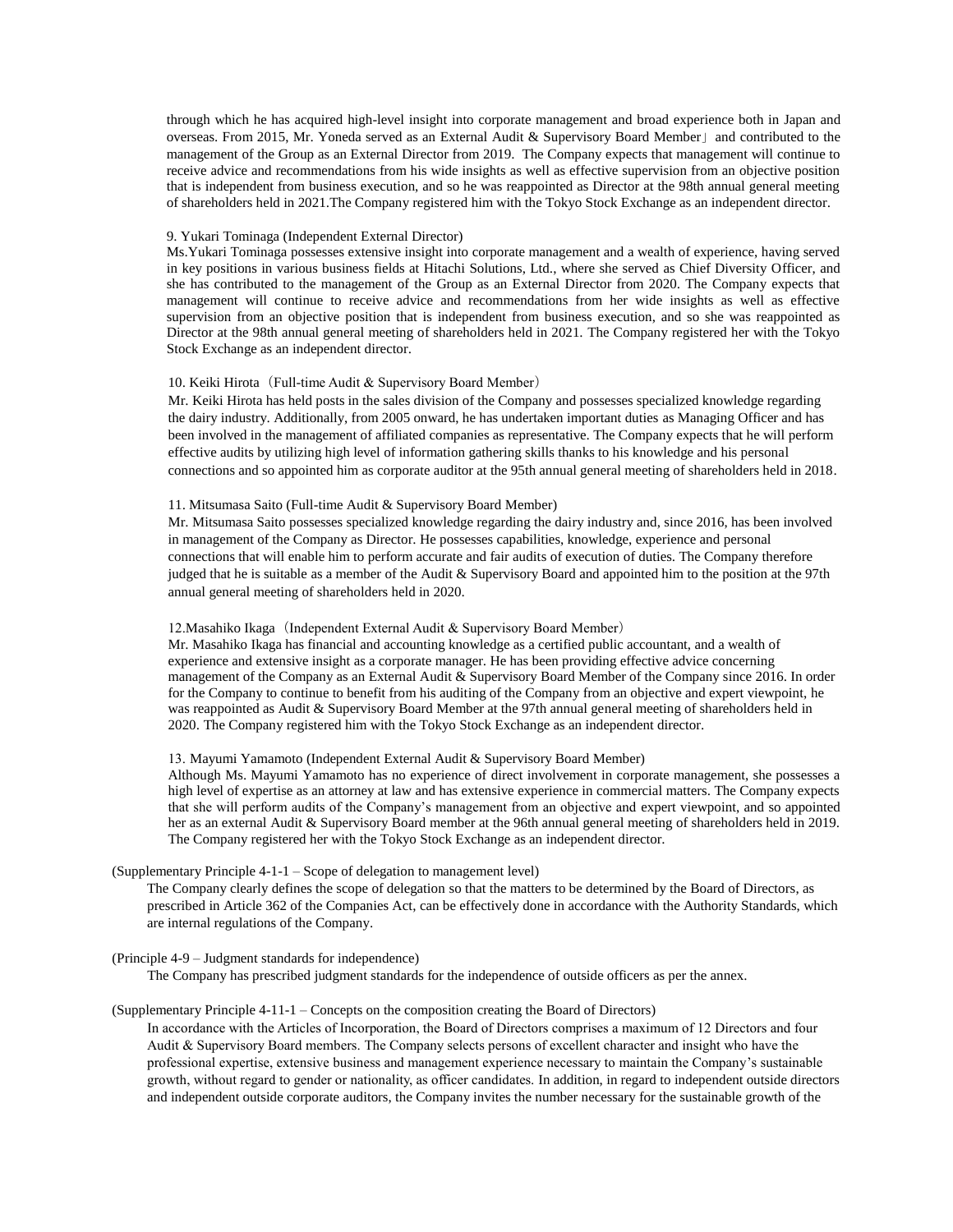through which he has acquired high-level insight into corporate management and broad experience both in Japan and overseas. From 2015, Mr. Yoneda served as an External Audit & Supervisory Board Member」 and contributed to the management of the Group as an External Director from 2019. The Company expects that management will continue to receive advice and recommendations from his wide insights as well as effective supervision from an objective position that is independent from business execution, and so he was reappointed as Director at the 98th annual general meeting of shareholders held in 2021.The Company registered him with the Tokyo Stock Exchange as an independent director.

9. Yukari Tominaga (Independent External Director)

Ms.Yukari Tominaga possesses extensive insight into corporate management and a wealth of experience, having served in key positions in various business fields at Hitachi Solutions, Ltd., where she served as Chief Diversity Officer, and she has contributed to the management of the Group as an External Director from 2020. The Company expects that management will continue to receive advice and recommendations from her wide insights as well as effective supervision from an objective position that is independent from business execution, and so she was reappointed as Director at the 98th annual general meeting of shareholders held in 2021. The Company registered her with the Tokyo Stock Exchange as an independent director.

10. Keiki Hirota（Full-time Audit & Supervisory Board Member）

Mr. Keiki Hirota has held posts in the sales division of the Company and possesses specialized knowledge regarding the dairy industry. Additionally, from 2005 onward, he has undertaken important duties as Managing Officer and has been involved in the management of affiliated companies as representative. The Company expects that he will perform effective audits by utilizing high level of information gathering skills thanks to his knowledge and his personal connections and so appointed him as corporate auditor at the 95th annual general meeting of shareholders held in 2018.

11. Mitsumasa Saito (Full-time Audit & Supervisory Board Member)

Mr. Mitsumasa Saito possesses specialized knowledge regarding the dairy industry and, since 2016, has been involved in management of the Company as Director. He possesses capabilities, knowledge, experience and personal connections that will enable him to perform accurate and fair audits of execution of duties. The Company therefore judged that he is suitable as a member of the Audit & Supervisory Board and appointed him to the position at the 97th annual general meeting of shareholders held in 2020.

12.Masahiko Ikaga（Independent External Audit & Supervisory Board Member）

Mr. Masahiko Ikaga has financial and accounting knowledge as a certified public accountant, and a wealth of experience and extensive insight as a corporate manager. He has been providing effective advice concerning management of the Company as an External Audit & Supervisory Board Member of the Company since 2016. In order for the Company to continue to benefit from his auditing of the Company from an objective and expert viewpoint, he was reappointed as Audit & Supervisory Board Member at the 97th annual general meeting of shareholders held in 2020. The Company registered him with the Tokyo Stock Exchange as an independent director.

13. Mayumi Yamamoto (Independent External Audit & Supervisory Board Member)

Although Ms. Mayumi Yamamoto has no experience of direct involvement in corporate management, she possesses a high level of expertise as an attorney at law and has extensive experience in commercial matters. The Company expects that she will perform audits of the Company's management from an objective and expert viewpoint, and so appointed her as an external Audit & Supervisory Board member at the 96th annual general meeting of shareholders held in 2019. The Company registered her with the Tokyo Stock Exchange as an independent director.

(Supplementary Principle 4-1-1 – Scope of delegation to management level)

The Company clearly defines the scope of delegation so that the matters to be determined by the Board of Directors, as prescribed in Article 362 of the Companies Act, can be effectively done in accordance with the Authority Standards, which are internal regulations of the Company.

(Principle 4-9 – Judgment standards for independence)

The Company has prescribed judgment standards for the independence of outside officers as per the annex.

(Supplementary Principle 4-11-1 – Concepts on the composition creating the Board of Directors)

In accordance with the Articles of Incorporation, the Board of Directors comprises a maximum of 12 Directors and four Audit & Supervisory Board members. The Company selects persons of excellent character and insight who have the professional expertise, extensive business and management experience necessary to maintain the Company's sustainable growth, without regard to gender or nationality, as officer candidates. In addition, in regard to independent outside directors and independent outside corporate auditors, the Company invites the number necessary for the sustainable growth of the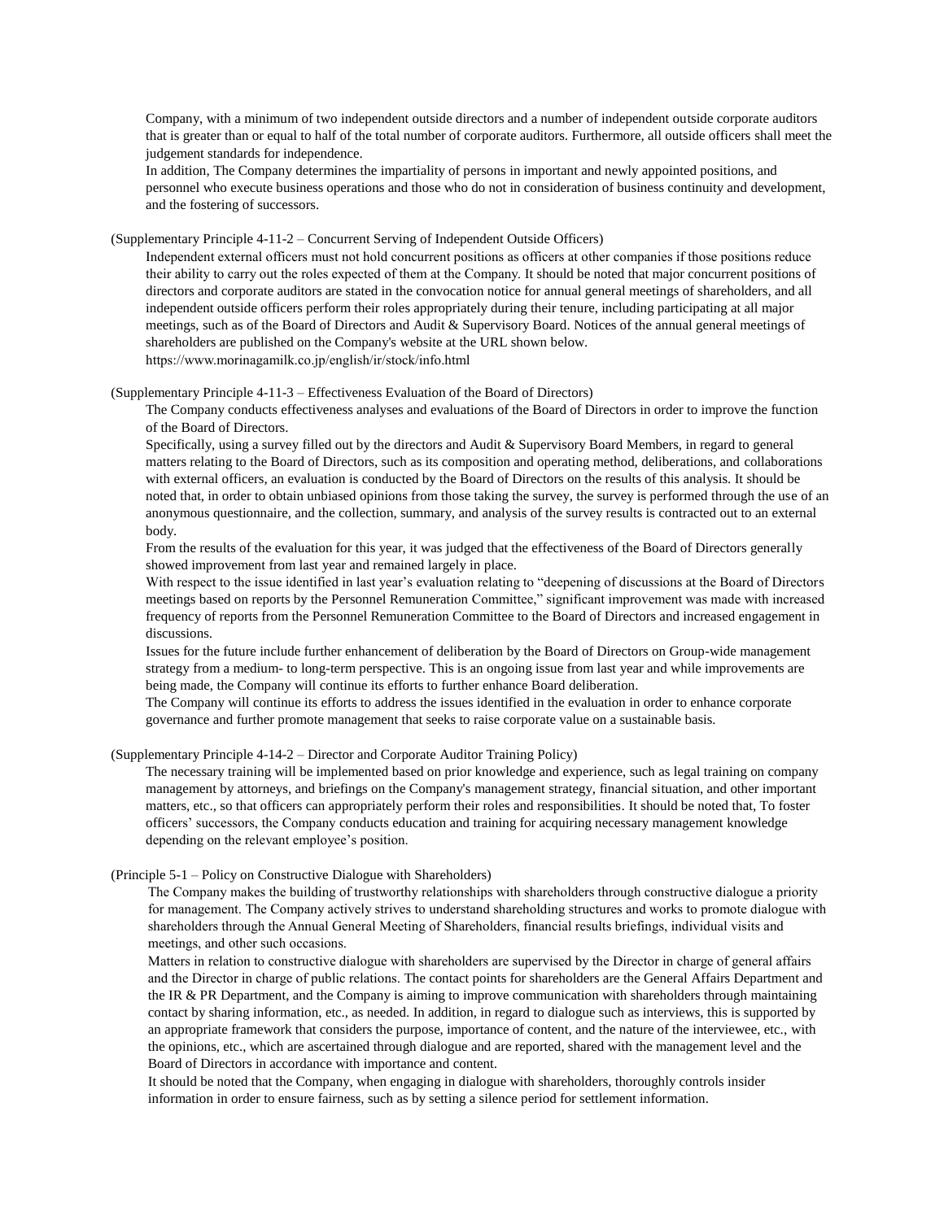Company, with a minimum of two independent outside directors and a number of independent outside corporate auditors that is greater than or equal to half of the total number of corporate auditors. Furthermore, all outside officers shall meet the judgement standards for independence.

In addition, The Company determines the impartiality of persons in important and newly appointed positions, and personnel who execute business operations and those who do not in consideration of business continuity and development, and the fostering of successors.

(Supplementary Principle 4-11-2 – Concurrent Serving of Independent Outside Officers)

Independent external officers must not hold concurrent positions as officers at other companies if those positions reduce their ability to carry out the roles expected of them at the Company. It should be noted that major concurrent positions of directors and corporate auditors are stated in the convocation notice for annual general meetings of shareholders, and all independent outside officers perform their roles appropriately during their tenure, including participating at all major meetings, such as of the Board of Directors and Audit & Supervisory Board. Notices of the annual general meetings of shareholders are published on the Company's website at the URL shown below.

https://www.morinagamilk.co.jp/english/ir/stock/info.html

(Supplementary Principle 4-11-3 – Effectiveness Evaluation of the Board of Directors)

The Company conducts effectiveness analyses and evaluations of the Board of Directors in order to improve the function of the Board of Directors.

Specifically, using a survey filled out by the directors and Audit & Supervisory Board Members, in regard to general matters relating to the Board of Directors, such as its composition and operating method, deliberations, and collaborations with external officers, an evaluation is conducted by the Board of Directors on the results of this analysis. It should be noted that, in order to obtain unbiased opinions from those taking the survey, the survey is performed through the use of an anonymous questionnaire, and the collection, summary, and analysis of the survey results is contracted out to an external body.

From the results of the evaluation for this year, it was judged that the effectiveness of the Board of Directors generally showed improvement from last year and remained largely in place.

With respect to the issue identified in last year's evaluation relating to "deepening of discussions at the Board of Directors meetings based on reports by the Personnel Remuneration Committee," significant improvement was made with increased frequency of reports from the Personnel Remuneration Committee to the Board of Directors and increased engagement in discussions.

Issues for the future include further enhancement of deliberation by the Board of Directors on Group-wide management strategy from a medium- to long-term perspective. This is an ongoing issue from last year and while improvements are being made, the Company will continue its efforts to further enhance Board deliberation.

The Company will continue its efforts to address the issues identified in the evaluation in order to enhance corporate governance and further promote management that seeks to raise corporate value on a sustainable basis.

(Supplementary Principle 4-14-2 – Director and Corporate Auditor Training Policy)

The necessary training will be implemented based on prior knowledge and experience, such as legal training on company management by attorneys, and briefings on the Company's management strategy, financial situation, and other important matters, etc., so that officers can appropriately perform their roles and responsibilities. It should be noted that, To foster officers' successors, the Company conducts education and training for acquiring necessary management knowledge depending on the relevant employee's position.

(Principle 5-1 – Policy on Constructive Dialogue with Shareholders)

The Company makes the building of trustworthy relationships with shareholders through constructive dialogue a priority for management. The Company actively strives to understand shareholding structures and works to promote dialogue with shareholders through the Annual General Meeting of Shareholders, financial results briefings, individual visits and meetings, and other such occasions.

Matters in relation to constructive dialogue with shareholders are supervised by the Director in charge of general affairs and the Director in charge of public relations. The contact points for shareholders are the General Affairs Department and the IR & PR Department, and the Company is aiming to improve communication with shareholders through maintaining contact by sharing information, etc., as needed. In addition, in regard to dialogue such as interviews, this is supported by an appropriate framework that considers the purpose, importance of content, and the nature of the interviewee, etc., with the opinions, etc., which are ascertained through dialogue and are reported, shared with the management level and the Board of Directors in accordance with importance and content.

It should be noted that the Company, when engaging in dialogue with shareholders, thoroughly controls insider information in order to ensure fairness, such as by setting a silence period for settlement information.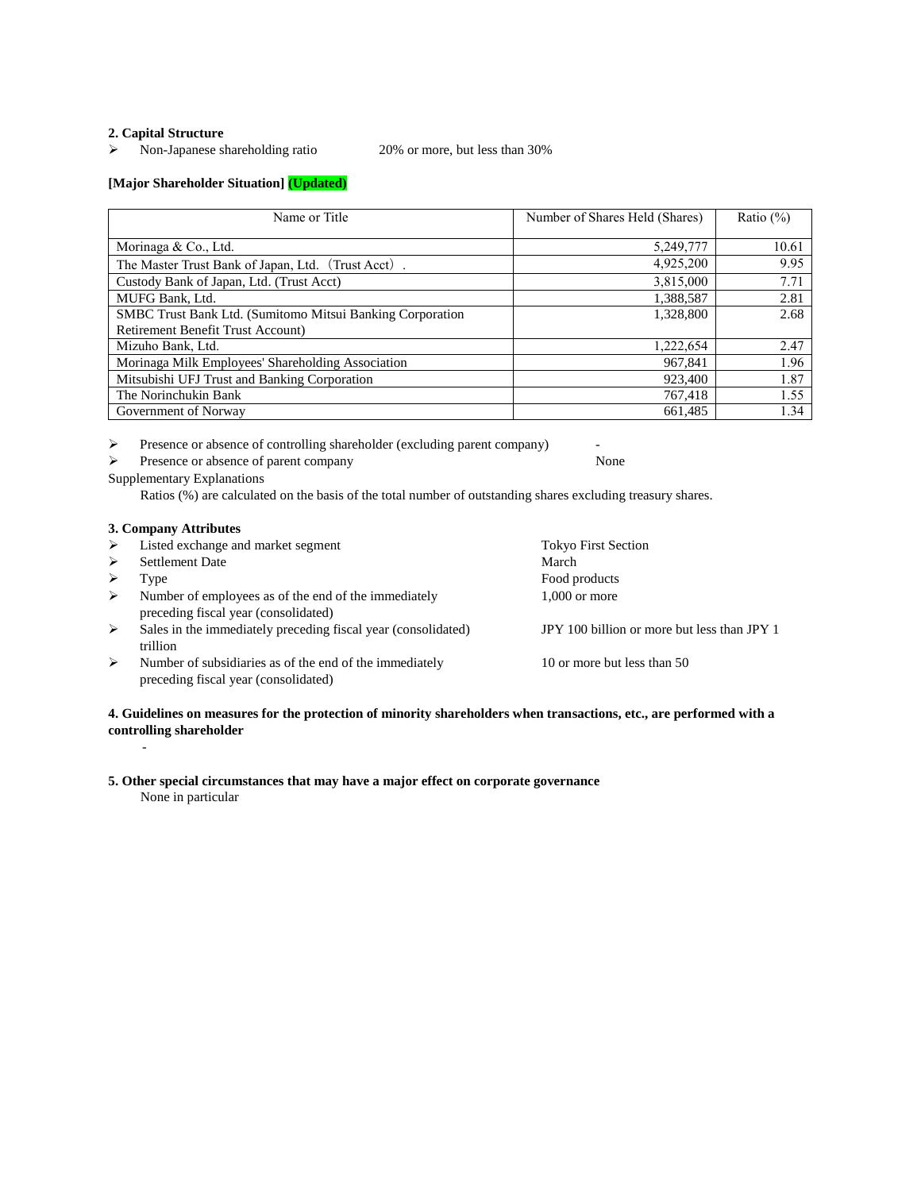**2. Capital Structure**

- Non-Japanese shareholding ratio 20% or more, but less than 30%

**[Major Shareholder Situation] (Updated)**

| Name or Title | Number of Shares Held (Shares) | Ratio (%) |
|---|---|---|
| Morinaga & Co., Ltd. | 5,249,777 | 10.61 |
| The Master Trust Bank of Japan, Ltd.（Trust Acct）. | 4,925,200 | 9.95 |
| Custody Bank of Japan, Ltd. (Trust Acct) | 3,815,000 | 7.71 |
| MUFG Bank, Ltd. | 1,388,587 | 2.81 |
| SMBC Trust Bank Ltd. (Sumitomo Mitsui Banking Corporation Retirement Benefit Trust Account) | 1,328,800 | 2.68 |
| Mizuho Bank, Ltd. | 1,222,654 | 2.47 |
| Morinaga Milk Employees' Shareholding Association | 967,841 | 1.96 |
| Mitsubishi UFJ Trust and Banking Corporation | 923,400 | 1.87 |
| The Norinchukin Bank | 767,418 | 1.55 |
| Government of Norway | 661,485 | 1.34 |

- Presence or absence of controlling shareholder (excluding parent company) -
- Presence or absence of parent company None

Supplementary Explanations

Ratios (%) are calculated on the basis of the total number of outstanding shares excluding treasury shares.

**3. Company Attributes**

- Listed exchange and market segment: Tokyo First Section
- Settlement Date: March
- Type: Food products
- Number of employees as of the end of the immediately preceding fiscal year (consolidated): 1,000 or more
- Sales in the immediately preceding fiscal year (consolidated): JPY 100 billion or more but less than JPY 1 trillion
- Number of subsidiaries as of the end of the immediately preceding fiscal year (consolidated): 10 or more but less than 50

**4. Guidelines on measures for the protection of minority shareholders when transactions, etc., are performed with a controlling shareholder**

-

**5. Other special circumstances that may have a major effect on corporate governance**

None in particular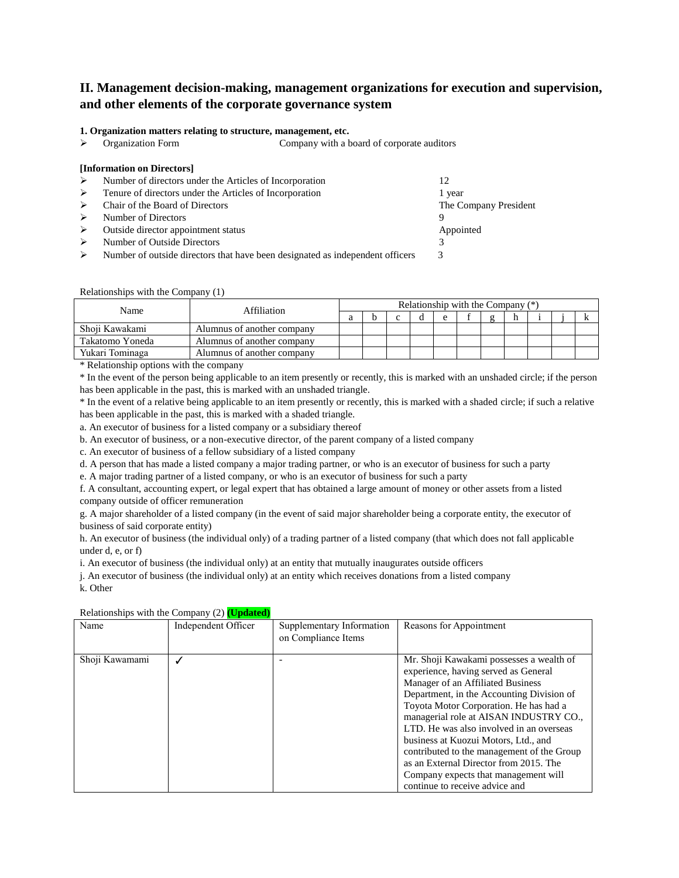## II. Management decision-making, management organizations for execution and supervision, and other elements of the corporate governance system

**1. Organization matters relating to structure, management, etc.**

- Organization Form: Company with a board of corporate auditors

**[Information on Directors]**

- Number of directors under the Articles of Incorporation: 12
- Tenure of directors under the Articles of Incorporation: 1 year
- Chair of the Board of Directors: The Company President
- Number of Directors: 9
- Outside director appointment status: Appointed
- Number of Outside Directors: 3
- Number of outside directors that have been designated as independent officers: 3

Relationships with the Company (1)

| Name | Affiliation | Relationship with the Company (*) | | | | | | | | | | |
|---|---|---|---|---|---|---|---|---|---|---|---|---|
| | | a | b | c | d | e | f | g | h | i | j | k |
| Shoji Kawakami | Alumnus of another company | | | | | | | | | | | |
| Takatomo Yoneda | Alumnus of another company | | | | | | | | | | | |
| Yukari Tominaga | Alumnus of another company | | | | | | | | | | | |

* Relationship options with the company

* In the event of the person being applicable to an item presently or recently, this is marked with an unshaded circle; if the person has been applicable in the past, this is marked with an unshaded triangle.

* In the event of a relative being applicable to an item presently or recently, this is marked with a shaded circle; if such a relative has been applicable in the past, this is marked with a shaded triangle.

a. An executor of business for a listed company or a subsidiary thereof

b. An executor of business, or a non-executive director, of the parent company of a listed company

c. An executor of business of a fellow subsidiary of a listed company

d. A person that has made a listed company a major trading partner, or who is an executor of business for such a party

e. A major trading partner of a listed company, or who is an executor of business for such a party

f. A consultant, accounting expert, or legal expert that has obtained a large amount of money or other assets from a listed company outside of officer remuneration

g. A major shareholder of a listed company (in the event of said major shareholder being a corporate entity, the executor of business of said corporate entity)

h. An executor of business (the individual only) of a trading partner of a listed company (that which does not fall applicable under d, e, or f)

i. An executor of business (the individual only) at an entity that mutually inaugurates outside officers

j. An executor of business (the individual only) at an entity which receives donations from a listed company

k. Other

Relationships with the Company (2) **(Updated)**

| Name | Independent Officer | Supplementary Information on Compliance Items | Reasons for Appointment |
|---|---|---|---|
| Shoji Kawamami | ✓ | - | Mr. Shoji Kawakami possesses a wealth of experience, having served as General Manager of an Affiliated Business Department, in the Accounting Division of Toyota Motor Corporation. He has had a managerial role at AISAN INDUSTRY CO., LTD. He was also involved in an overseas business at Kuozui Motors, Ltd., and contributed to the management of the Group as an External Director from 2015. The Company expects that management will continue to receive advice and |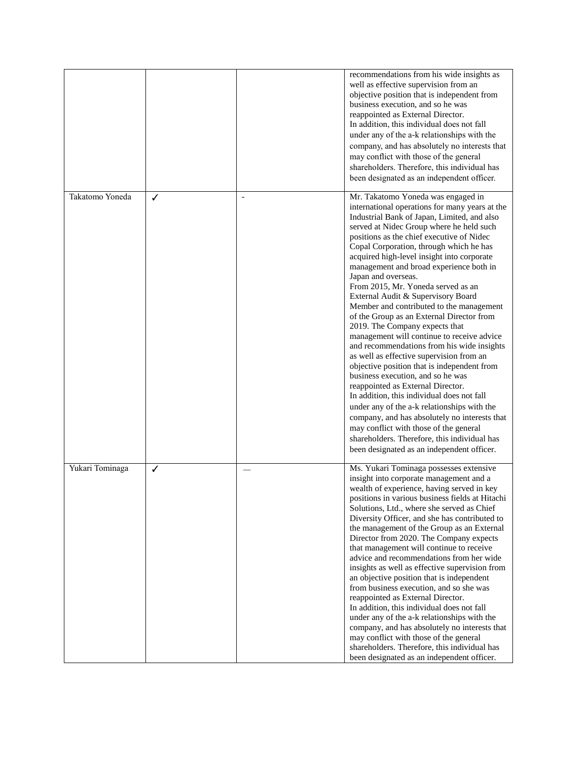| | | | |
|---|---|---|---|
| | | | recommendations from his wide insights as well as effective supervision from an objective position that is independent from business execution, and so he was reappointed as External Director.<br>In addition, this individual does not fall under any of the a-k relationships with the company, and has absolutely no interests that may conflict with those of the general shareholders. Therefore, this individual has been designated as an independent officer. |
| Takatomo Yoneda | ✓ | - | Mr. Takatomo Yoneda was engaged in international operations for many years at the Industrial Bank of Japan, Limited, and also served at Nidec Group where he held such positions as the chief executive of Nidec Copal Corporation, through which he has acquired high-level insight into corporate management and broad experience both in Japan and overseas.<br>From 2015, Mr. Yoneda served as an External Audit & Supervisory Board Member and contributed to the management of the Group as an External Director from 2019. The Company expects that management will continue to receive advice and recommendations from his wide insights as well as effective supervision from an objective position that is independent from business execution, and so he was reappointed as External Director.<br>In addition, this individual does not fall under any of the a-k relationships with the company, and has absolutely no interests that may conflict with those of the general shareholders. Therefore, this individual has been designated as an independent officer. |
| Yukari Tominaga | ✓ | — | Ms. Yukari Tominaga possesses extensive insight into corporate management and a wealth of experience, having served in key positions in various business fields at Hitachi Solutions, Ltd., where she served as Chief Diversity Officer, and she has contributed to the management of the Group as an External Director from 2020. The Company expects that management will continue to receive advice and recommendations from her wide insights as well as effective supervision from an objective position that is independent from business execution, and so she was reappointed as External Director.<br>In addition, this individual does not fall under any of the a-k relationships with the company, and has absolutely no interests that may conflict with those of the general shareholders. Therefore, this individual has been designated as an independent officer. |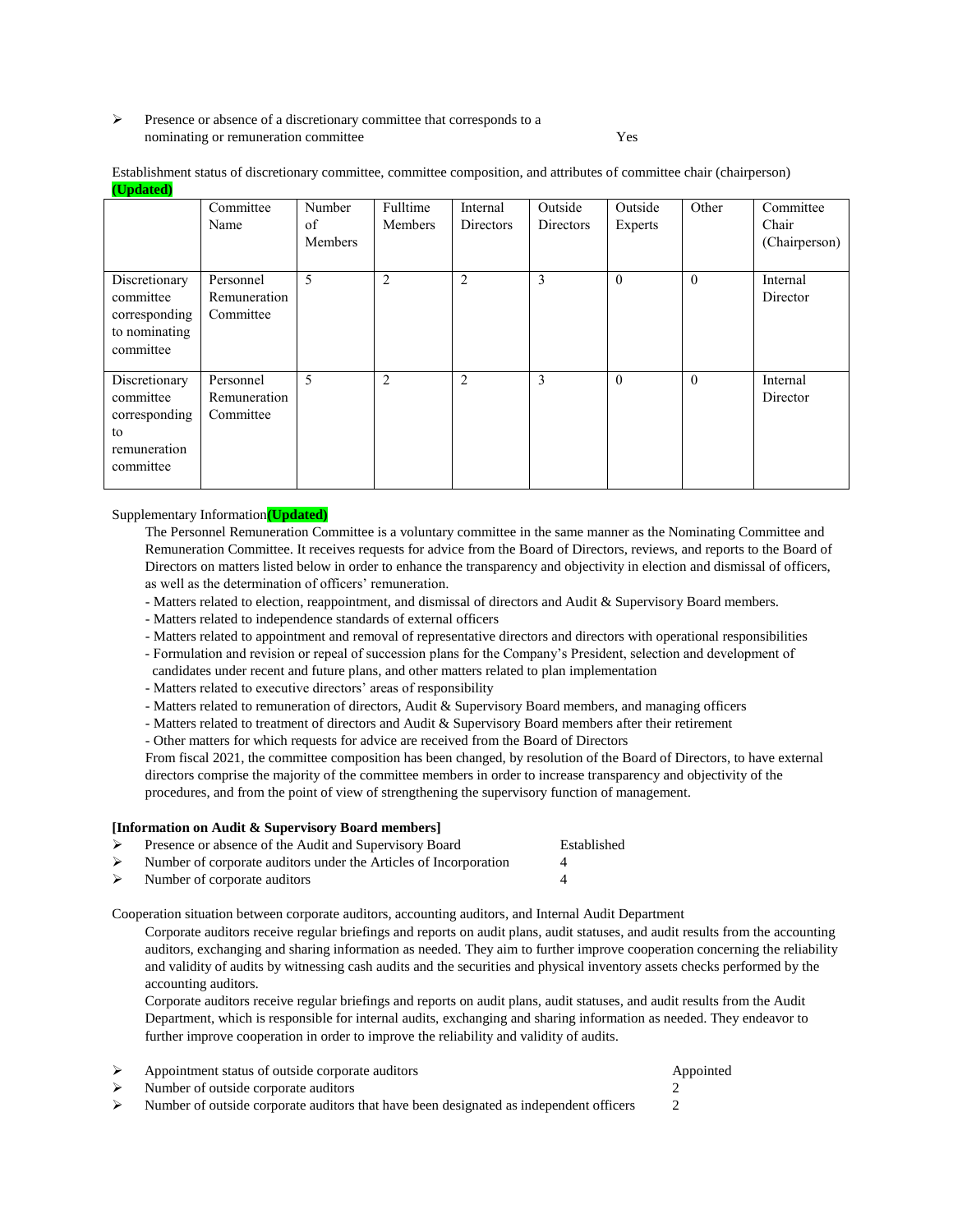- Presence or absence of a discretionary committee that corresponds to a nominating or remuneration committee Yes

Establishment status of discretionary committee, committee composition, and attributes of committee chair (chairperson) **(Updated)**

| | Committee Name | Number of Members | Fulltime Members | Internal Directors | Outside Directors | Outside Experts | Other | Committee Chair (Chairperson) |
|---|---|---|---|---|---|---|---|---|
| Discretionary committee corresponding to nominating committee | Personnel Remuneration Committee | 5 | 2 | 2 | 3 | 0 | 0 | Internal Director |
| Discretionary committee corresponding to remuneration committee | Personnel Remuneration Committee | 5 | 2 | 2 | 3 | 0 | 0 | Internal Director |

Supplementary Information **(Updated)**

The Personnel Remuneration Committee is a voluntary committee in the same manner as the Nominating Committee and Remuneration Committee. It receives requests for advice from the Board of Directors, reviews, and reports to the Board of Directors on matters listed below in order to enhance the transparency and objectivity in election and dismissal of officers, as well as the determination of officers' remuneration.

- Matters related to election, reappointment, and dismissal of directors and Audit & Supervisory Board members.
- Matters related to independence standards of external officers
- Matters related to appointment and removal of representative directors and directors with operational responsibilities
- Formulation and revision or repeal of succession plans for the Company's President, selection and development of candidates under recent and future plans, and other matters related to plan implementation
- Matters related to executive directors' areas of responsibility
- Matters related to remuneration of directors, Audit & Supervisory Board members, and managing officers
- Matters related to treatment of directors and Audit & Supervisory Board members after their retirement
- Other matters for which requests for advice are received from the Board of Directors

From fiscal 2021, the committee composition has been changed, by resolution of the Board of Directors, to have external directors comprise the majority of the committee members in order to increase transparency and objectivity of the procedures, and from the point of view of strengthening the supervisory function of management.

**[Information on Audit & Supervisory Board members]**

- Presence or absence of the Audit and Supervisory Board Established
- Number of corporate auditors under the Articles of Incorporation 4
- Number of corporate auditors 4

Cooperation situation between corporate auditors, accounting auditors, and Internal Audit Department

Corporate auditors receive regular briefings and reports on audit plans, audit statuses, and audit results from the accounting auditors, exchanging and sharing information as needed. They aim to further improve cooperation concerning the reliability and validity of audits by witnessing cash audits and the securities and physical inventory assets checks performed by the accounting auditors.

Corporate auditors receive regular briefings and reports on audit plans, audit statuses, and audit results from the Audit Department, which is responsible for internal audits, exchanging and sharing information as needed. They endeavor to further improve cooperation in order to improve the reliability and validity of audits.

- Appointment status of outside corporate auditors Appointed
- Number of outside corporate auditors 2
- Number of outside corporate auditors that have been designated as independent officers 2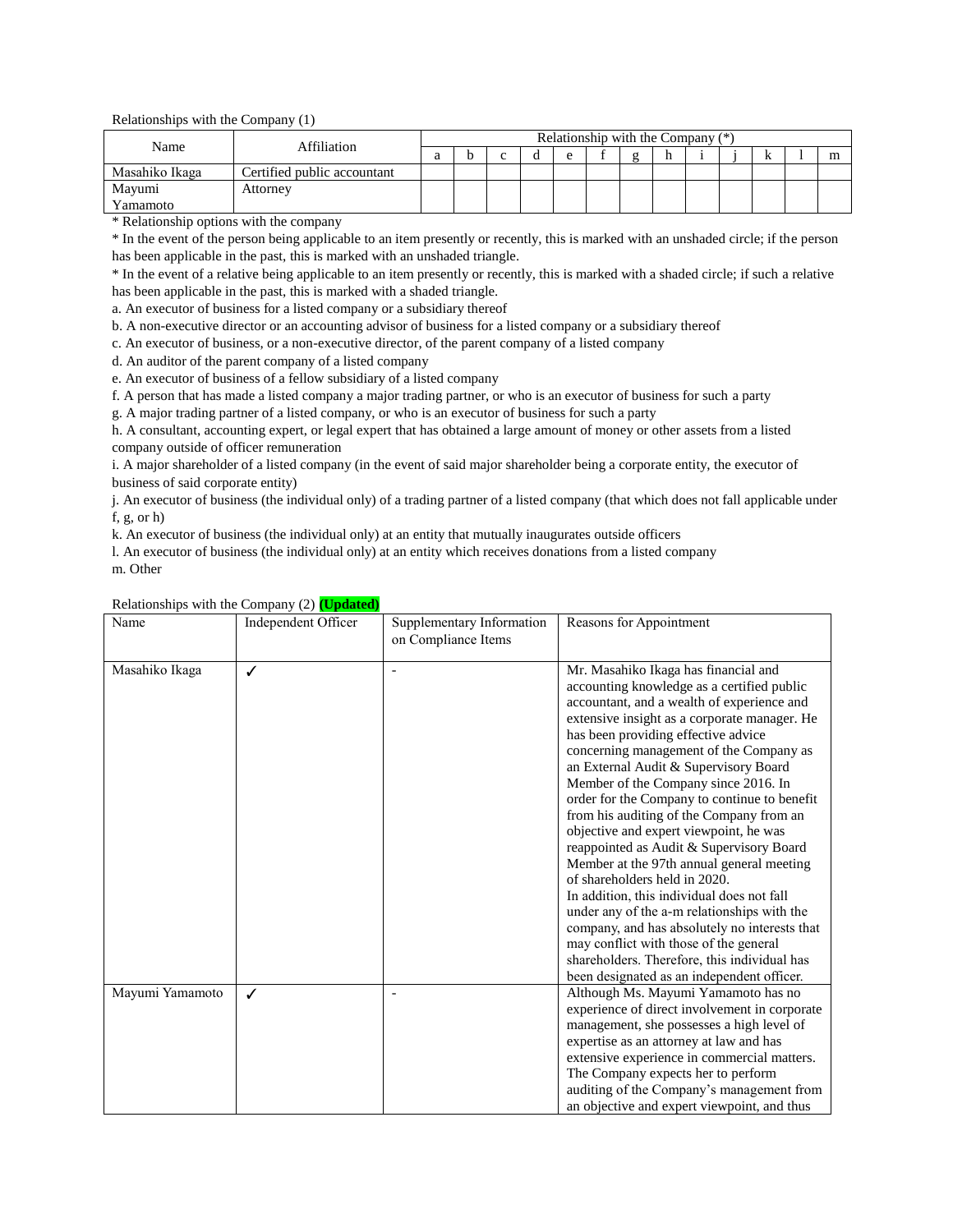Relationships with the Company (1)

| Name | Affiliation | Relationship with the Company (*) | | | | | | | | | | | | |
|---|---|---|---|---|---|---|---|---|---|---|---|---|---|---|
| | | a | b | c | d | e | f | g | h | i | j | k | l | m |
| Masahiko Ikaga | Certified public accountant | | | | | | | | | | | | | |
| Mayumi Yamamoto | Attorney | | | | | | | | | | | | | |

* Relationship options with the company

* In the event of the person being applicable to an item presently or recently, this is marked with an unshaded circle; if the person has been applicable in the past, this is marked with an unshaded triangle.

* In the event of a relative being applicable to an item presently or recently, this is marked with a shaded circle; if such a relative has been applicable in the past, this is marked with a shaded triangle.

a. An executor of business for a listed company or a subsidiary thereof
b. A non-executive director or an accounting advisor of business for a listed company or a subsidiary thereof
c. An executor of business, or a non-executive director, of the parent company of a listed company
d. An auditor of the parent company of a listed company
e. An executor of business of a fellow subsidiary of a listed company
f. A person that has made a listed company a major trading partner, or who is an executor of business for such a party
g. A major trading partner of a listed company, or who is an executor of business for such a party
h. A consultant, accounting expert, or legal expert that has obtained a large amount of money or other assets from a listed company outside of officer remuneration
i. A major shareholder of a listed company (in the event of said major shareholder being a corporate entity, the executor of business of said corporate entity)
j. An executor of business (the individual only) of a trading partner of a listed company (that which does not fall applicable under f, g, or h)
k. An executor of business (the individual only) at an entity that mutually inaugurates outside officers
l. An executor of business (the individual only) at an entity which receives donations from a listed company
m. Other

Relationships with the Company (2) **(Updated)**

| Name | Independent Officer | Supplementary Information on Compliance Items | Reasons for Appointment |
|---|---|---|---|
| Masahiko Ikaga | ✓ | - | Mr. Masahiko Ikaga has financial and accounting knowledge as a certified public accountant, and a wealth of experience and extensive insight as a corporate manager. He has been providing effective advice concerning management of the Company as an External Audit & Supervisory Board Member of the Company since 2016. In order for the Company to continue to benefit from his auditing of the Company from an objective and expert viewpoint, he was reappointed as Audit & Supervisory Board Member at the 97th annual general meeting of shareholders held in 2020.<br>In addition, this individual does not fall under any of the a-m relationships with the company, and has absolutely no interests that may conflict with those of the general shareholders. Therefore, this individual has been designated as an independent officer. |
| Mayumi Yamamoto | ✓ | - | Although Ms. Mayumi Yamamoto has no experience of direct involvement in corporate management, she possesses a high level of expertise as an attorney at law and has extensive experience in commercial matters. The Company expects her to perform auditing of the Company's management from an objective and expert viewpoint, and thus |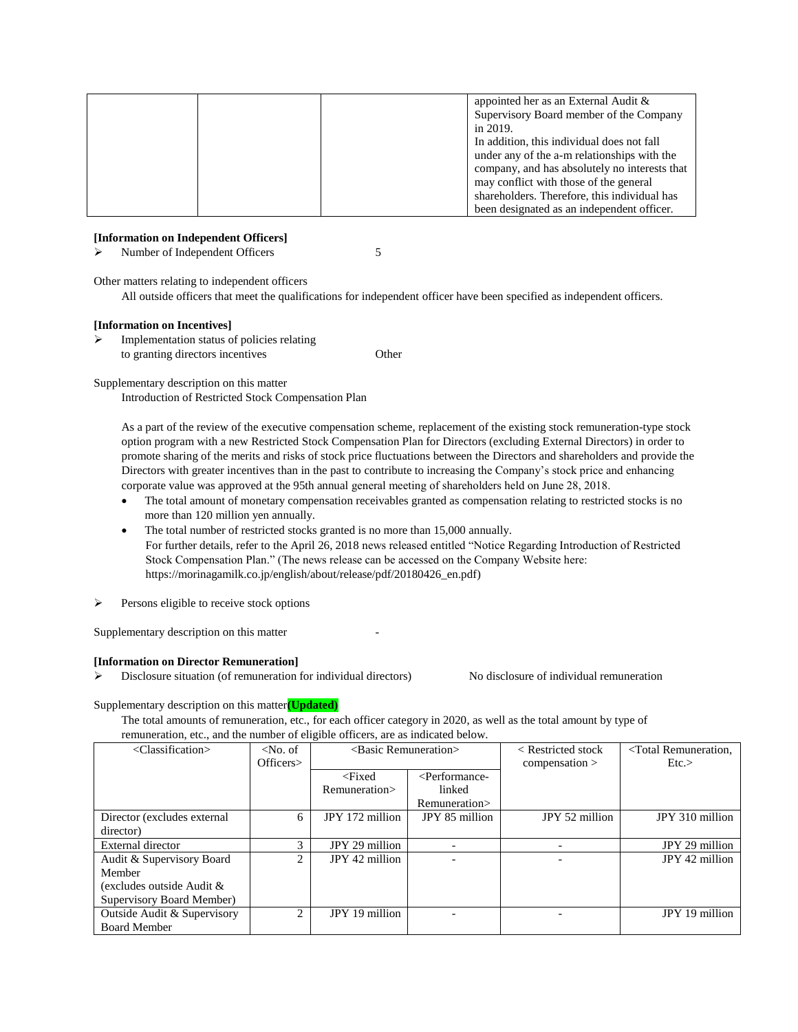| | | | appointed her as an External Audit & Supervisory Board member of the Company in 2019. In addition, this individual does not fall under any of the a-m relationships with the company, and has absolutely no interests that may conflict with those of the general shareholders. Therefore, this individual has been designated as an independent officer. |
|---|---|---|---|

**[Information on Independent Officers]**

- Number of Independent Officers 5

Other matters relating to independent officers

All outside officers that meet the qualifications for independent officer have been specified as independent officers.

**[Information on Incentives]**

- Implementation status of policies relating to granting directors incentives Other

Supplementary description on this matter

Introduction of Restricted Stock Compensation Plan

As a part of the review of the executive compensation scheme, replacement of the existing stock remuneration-type stock option program with a new Restricted Stock Compensation Plan for Directors (excluding External Directors) in order to promote sharing of the merits and risks of stock price fluctuations between the Directors and shareholders and provide the Directors with greater incentives than in the past to contribute to increasing the Company's stock price and enhancing corporate value was approved at the 95th annual general meeting of shareholders held on June 28, 2018.

- The total amount of monetary compensation receivables granted as compensation relating to restricted stocks is no more than 120 million yen annually.
- The total number of restricted stocks granted is no more than 15,000 annually.
  For further details, refer to the April 26, 2018 news released entitled "Notice Regarding Introduction of Restricted Stock Compensation Plan." (The news release can be accessed on the Company Website here: https://morinagamilk.co.jp/english/about/release/pdf/20180426_en.pdf)

- Persons eligible to receive stock options

Supplementary description on this matter -

**[Information on Director Remuneration]**

- Disclosure situation (of remuneration for individual directors) No disclosure of individual remuneration

Supplementary description on this matter **(Updated)**

The total amounts of remuneration, etc., for each officer category in 2020, as well as the total amount by type of remuneration, etc., and the number of eligible officers, are as indicated below.

| <Classification> | <No. of Officers> | <Basic Remuneration> | | < Restricted stock compensation > | <Total Remuneration, Etc.> |
|---|---|---|---|---|---|
| | | <Fixed Remuneration> | <Performance-linked Remuneration> | | |
| Director (excludes external director) | 6 | JPY 172 million | JPY 85 million | JPY 52 million | JPY 310 million |
| External director | 3 | JPY 29 million | - | - | JPY 29 million |
| Audit & Supervisory Board Member (excludes outside Audit & Supervisory Board Member) | 2 | JPY 42 million | - | - | JPY 42 million |
| Outside Audit & Supervisory Board Member | 2 | JPY 19 million | - | - | JPY 19 million |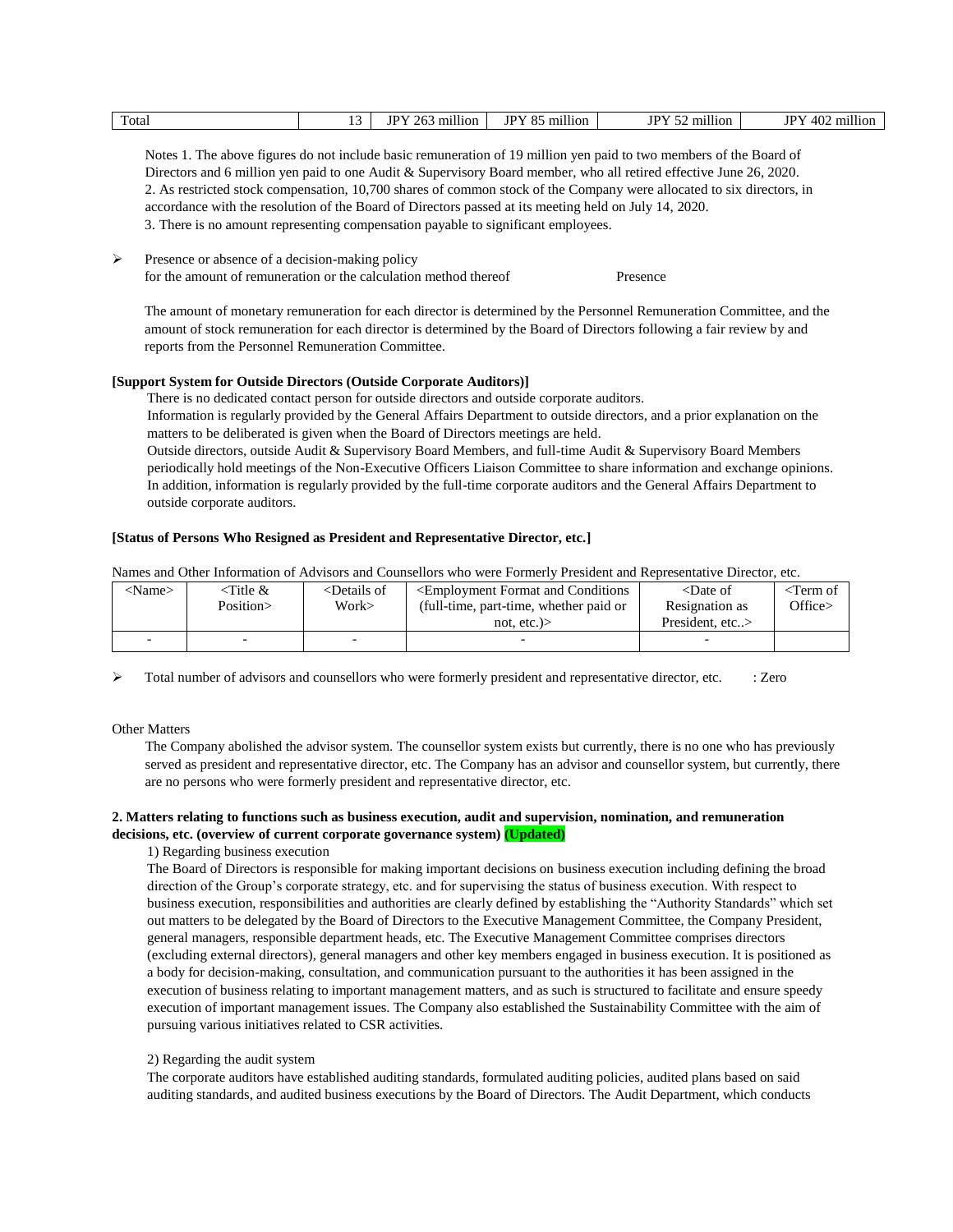| Total | 13 | JPY 263 million | JPY 85 million | JPY 52 million | JPY 402 million |
|---|---|---|---|---|---|

Notes 1. The above figures do not include basic remuneration of 19 million yen paid to two members of the Board of Directors and 6 million yen paid to one Audit & Supervisory Board member, who all retired effective June 26, 2020.
2. As restricted stock compensation, 10,700 shares of common stock of the Company were allocated to six directors, in accordance with the resolution of the Board of Directors passed at its meeting held on July 14, 2020.
3. There is no amount representing compensation payable to significant employees.

- Presence or absence of a decision-making policy for the amount of remuneration or the calculation method thereof: Presence

The amount of monetary remuneration for each director is determined by the Personnel Remuneration Committee, and the amount of stock remuneration for each director is determined by the Board of Directors following a fair review by and reports from the Personnel Remuneration Committee.

**[Support System for Outside Directors (Outside Corporate Auditors)]**

There is no dedicated contact person for outside directors and outside corporate auditors.
Information is regularly provided by the General Affairs Department to outside directors, and a prior explanation on the matters to be deliberated is given when the Board of Directors meetings are held.
Outside directors, outside Audit & Supervisory Board Members, and full-time Audit & Supervisory Board Members periodically hold meetings of the Non-Executive Officers Liaison Committee to share information and exchange opinions.
In addition, information is regularly provided by the full-time corporate auditors and the General Affairs Department to outside corporate auditors.

**[Status of Persons Who Resigned as President and Representative Director, etc.]**

Names and Other Information of Advisors and Counsellors who were Formerly President and Representative Director, etc.

| <Name> | <Title & Position> | <Details of Work> | <Employment Format and Conditions (full-time, part-time, whether paid or not, etc.)> | <Date of Resignation as President, etc..> | <Term of Office> |
|---|---|---|---|---|---|
| - | - | - | - | - | |

- Total number of advisors and counsellors who were formerly president and representative director, etc. : Zero

Other Matters

The Company abolished the advisor system. The counsellor system exists but currently, there is no one who has previously served as president and representative director, etc. The Company has an advisor and counsellor system, but currently, there are no persons who were formerly president and representative director, etc.

**2. Matters relating to functions such as business execution, audit and supervision, nomination, and remuneration decisions, etc. (overview of current corporate governance system) (Updated)**

1) Regarding business execution

The Board of Directors is responsible for making important decisions on business execution including defining the broad direction of the Group's corporate strategy, etc. and for supervising the status of business execution. With respect to business execution, responsibilities and authorities are clearly defined by establishing the "Authority Standards" which set out matters to be delegated by the Board of Directors to the Executive Management Committee, the Company President, general managers, responsible department heads, etc. The Executive Management Committee comprises directors (excluding external directors), general managers and other key members engaged in business execution. It is positioned as a body for decision-making, consultation, and communication pursuant to the authorities it has been assigned in the execution of business relating to important management matters, and as such is structured to facilitate and ensure speedy execution of important management issues. The Company also established the Sustainability Committee with the aim of pursuing various initiatives related to CSR activities.

2) Regarding the audit system

The corporate auditors have established auditing standards, formulated auditing policies, audited plans based on said auditing standards, and audited business executions by the Board of Directors. The Audit Department, which conducts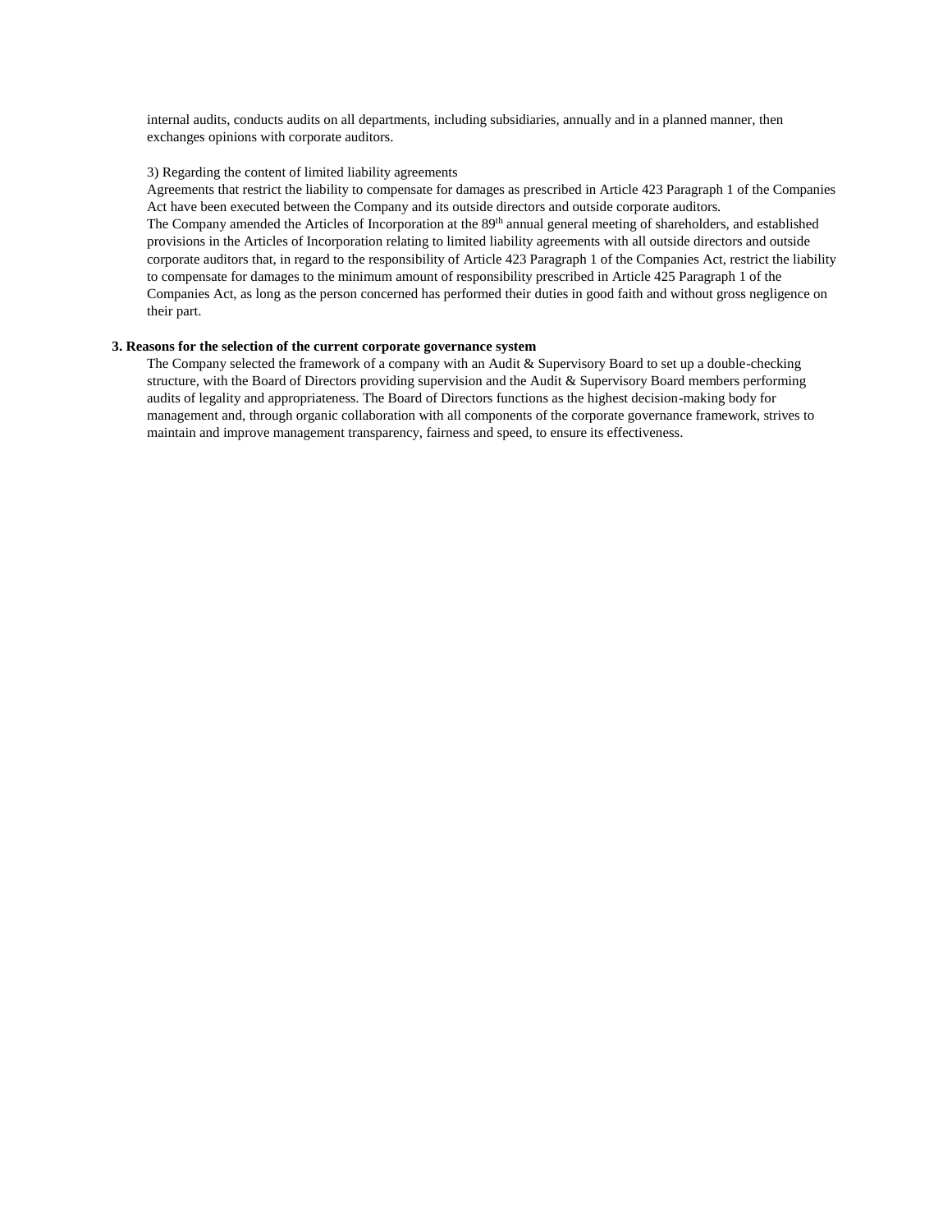internal audits, conducts audits on all departments, including subsidiaries, annually and in a planned manner, then exchanges opinions with corporate auditors.

3) Regarding the content of limited liability agreements

Agreements that restrict the liability to compensate for damages as prescribed in Article 423 Paragraph 1 of the Companies Act have been executed between the Company and its outside directors and outside corporate auditors.
The Company amended the Articles of Incorporation at the 89th annual general meeting of shareholders, and established provisions in the Articles of Incorporation relating to limited liability agreements with all outside directors and outside corporate auditors that, in regard to the responsibility of Article 423 Paragraph 1 of the Companies Act, restrict the liability to compensate for damages to the minimum amount of responsibility prescribed in Article 425 Paragraph 1 of the Companies Act, as long as the person concerned has performed their duties in good faith and without gross negligence on their part.

**3. Reasons for the selection of the current corporate governance system**

The Company selected the framework of a company with an Audit & Supervisory Board to set up a double-checking structure, with the Board of Directors providing supervision and the Audit & Supervisory Board members performing audits of legality and appropriateness. The Board of Directors functions as the highest decision-making body for management and, through organic collaboration with all components of the corporate governance framework, strives to maintain and improve management transparency, fairness and speed, to ensure its effectiveness.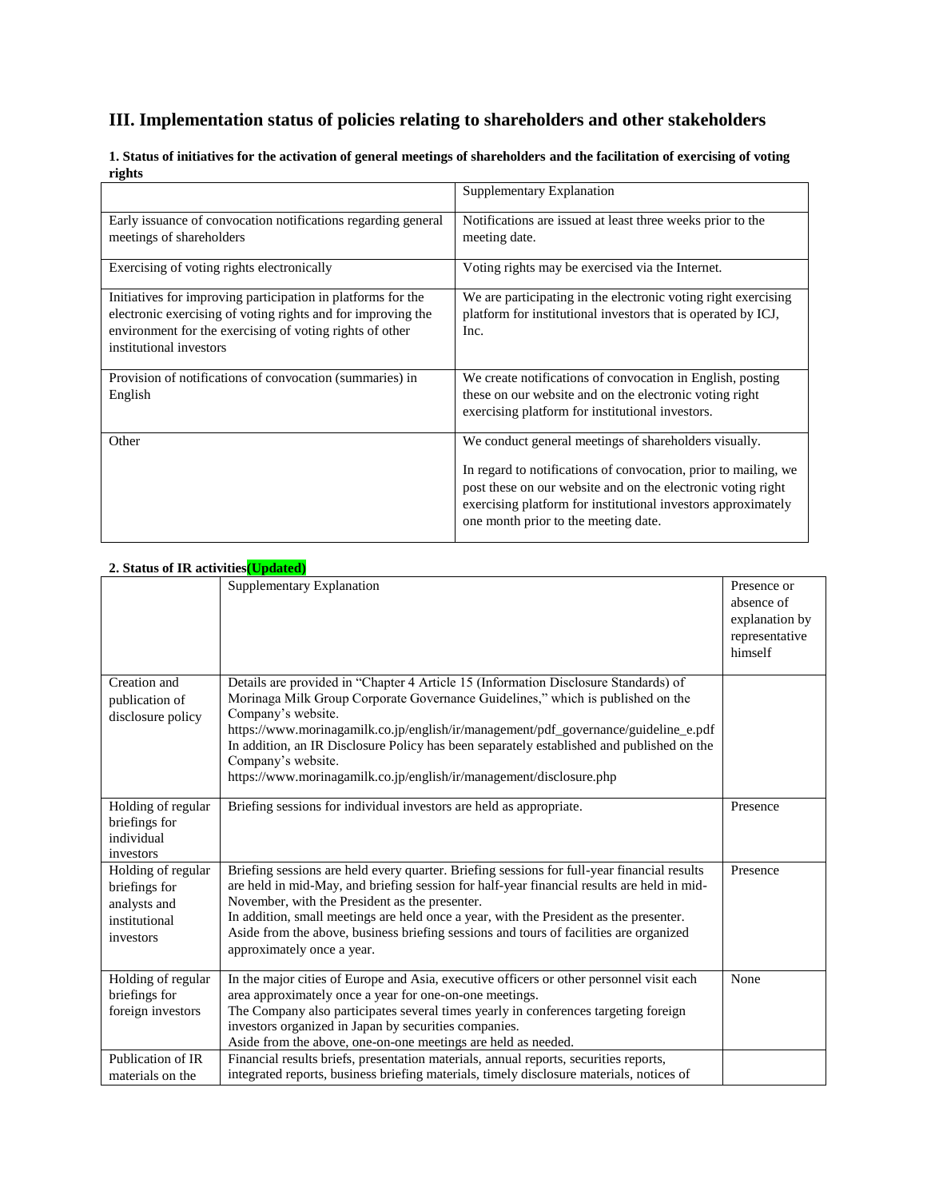## III. Implementation status of policies relating to shareholders and other stakeholders

### 1. Status of initiatives for the activation of general meetings of shareholders and the facilitation of exercising of voting rights

| | Supplementary Explanation |
|---|---|
| Early issuance of convocation notifications regarding general meetings of shareholders | Notifications are issued at least three weeks prior to the meeting date. |
| Exercising of voting rights electronically | Voting rights may be exercised via the Internet. |
| Initiatives for improving participation in platforms for the electronic exercising of voting rights and for improving the environment for the exercising of voting rights of other institutional investors | We are participating in the electronic voting right exercising platform for institutional investors that is operated by ICJ, Inc. |
| Provision of notifications of convocation (summaries) in English | We create notifications of convocation in English, posting these on our website and on the electronic voting right exercising platform for institutional investors. |
| Other | We conduct general meetings of shareholders visually.<br><br>In regard to notifications of convocation, prior to mailing, we post these on our website and on the electronic voting right exercising platform for institutional investors approximately one month prior to the meeting date. |

### 2. Status of IR activities**(Updated)**

| | Supplementary Explanation | Presence or absence of explanation by representative himself |
|---|---|---|
| Creation and publication of disclosure policy | Details are provided in "Chapter 4 Article 15 (Information Disclosure Standards) of Morinaga Milk Group Corporate Governance Guidelines," which is published on the Company's website.<br>https://www.morinagamilk.co.jp/english/ir/management/pdf_governance/guideline_e.pdf<br>In addition, an IR Disclosure Policy has been separately established and published on the Company's website.<br>https://www.morinagamilk.co.jp/english/ir/management/disclosure.php | |
| Holding of regular briefings for individual investors | Briefing sessions for individual investors are held as appropriate. | Presence |
| Holding of regular briefings for analysts and institutional investors | Briefing sessions are held every quarter. Briefing sessions for full-year financial results are held in mid-May, and briefing session for half-year financial results are held in mid-November, with the President as the presenter.<br>In addition, small meetings are held once a year, with the President as the presenter.<br>Aside from the above, business briefing sessions and tours of facilities are organized approximately once a year. | Presence |
| Holding of regular briefings for foreign investors | In the major cities of Europe and Asia, executive officers or other personnel visit each area approximately once a year for one-on-one meetings.<br>The Company also participates several times yearly in conferences targeting foreign investors organized in Japan by securities companies.<br>Aside from the above, one-on-one meetings are held as needed. | None |
| Publication of IR materials on the | Financial results briefs, presentation materials, annual reports, securities reports, integrated reports, business briefing materials, timely disclosure materials, notices of | |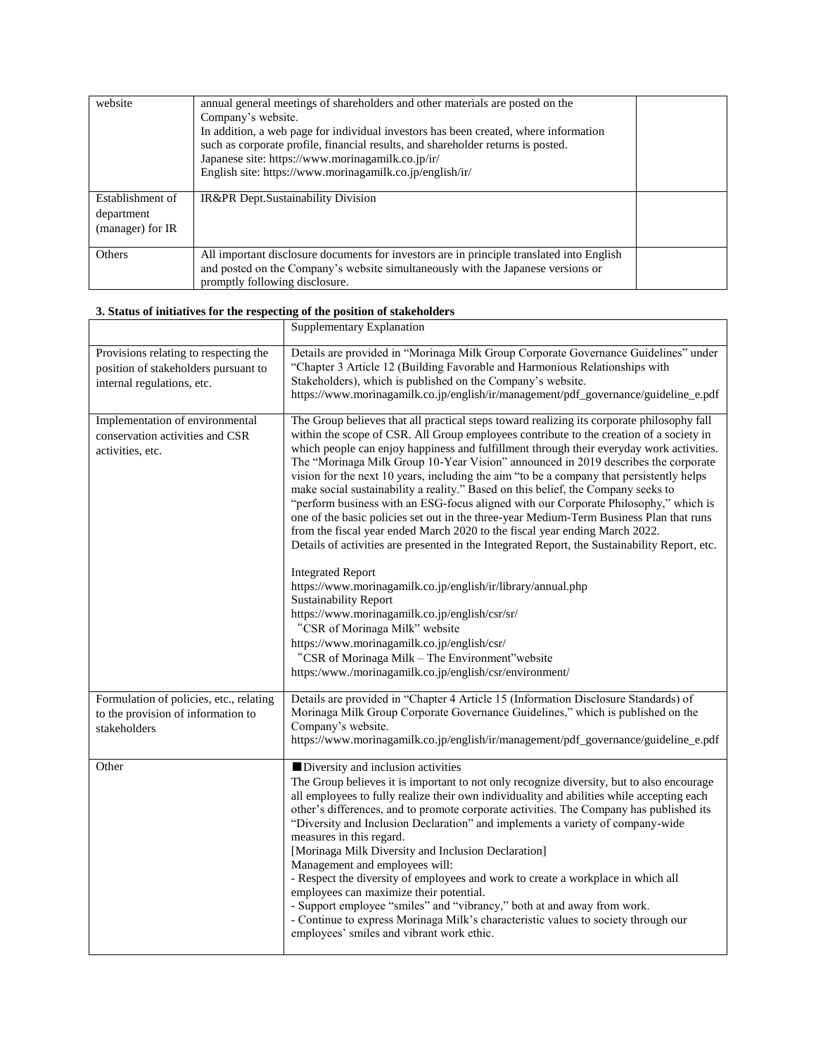| website | annual general meetings of shareholders and other materials are posted on the Company's website.<br>In addition, a web page for individual investors has been created, where information such as corporate profile, financial results, and shareholder returns is posted.<br>Japanese site: https://www.morinagamilk.co.jp/ir/<br>English site: https://www.morinagamilk.co.jp/english/ir/ | |
|---|---|---|
| Establishment of department (manager) for IR | IR&PR Dept.Sustainability Division | |
| Others | All important disclosure documents for investors are in principle translated into English and posted on the Company's website simultaneously with the Japanese versions or promptly following disclosure. | |

**3. Status of initiatives for the respecting of the position of stakeholders**

| | Supplementary Explanation |
|---|---|
| Provisions relating to respecting the position of stakeholders pursuant to internal regulations, etc. | Details are provided in "Morinaga Milk Group Corporate Governance Guidelines" under "Chapter 3 Article 12 (Building Favorable and Harmonious Relationships with Stakeholders), which is published on the Company's website.<br>https://www.morinagamilk.co.jp/english/ir/management/pdf_governance/guideline_e.pdf |
| Implementation of environmental conservation activities and CSR activities, etc. | The Group believes that all practical steps toward realizing its corporate philosophy fall within the scope of CSR. All Group employees contribute to the creation of a society in which people can enjoy happiness and fulfillment through their everyday work activities. The "Morinaga Milk Group 10-Year Vision" announced in 2019 describes the corporate vision for the next 10 years, including the aim "to be a company that persistently helps make social sustainability a reality." Based on this belief, the Company seeks to "perform business with an ESG-focus aligned with our Corporate Philosophy," which is one of the basic policies set out in the three-year Medium-Term Business Plan that runs from the fiscal year ended March 2020 to the fiscal year ending March 2022.<br>Details of activities are presented in the Integrated Report, the Sustainability Report, etc.<br><br>Integrated Report<br>https://www.morinagamilk.co.jp/english/ir/library/annual.php<br>Sustainability Report<br>https://www.morinagamilk.co.jp/english/csr/sr/<br>"CSR of Morinaga Milk" website<br>https://www.morinagamilk.co.jp/english/csr/<br>"CSR of Morinaga Milk – The Environment"website<br>https:/www./morinagamilk.co.jp/english/csr/environment/ |
| Formulation of policies, etc., relating to the provision of information to stakeholders | Details are provided in "Chapter 4 Article 15 (Information Disclosure Standards) of Morinaga Milk Group Corporate Governance Guidelines," which is published on the Company's website.<br>https://www.morinagamilk.co.jp/english/ir/management/pdf_governance/guideline_e.pdf |
| Other | ■Diversity and inclusion activities<br>The Group believes it is important to not only recognize diversity, but to also encourage all employees to fully realize their own individuality and abilities while accepting each other's differences, and to promote corporate activities. The Company has published its "Diversity and Inclusion Declaration" and implements a variety of company-wide measures in this regard.<br>[Morinaga Milk Diversity and Inclusion Declaration]<br>Management and employees will:<br>- Respect the diversity of employees and work to create a workplace in which all employees can maximize their potential.<br>- Support employee "smiles" and "vibrancy," both at and away from work.<br>- Continue to express Morinaga Milk's characteristic values to society through our employees' smiles and vibrant work ethic. |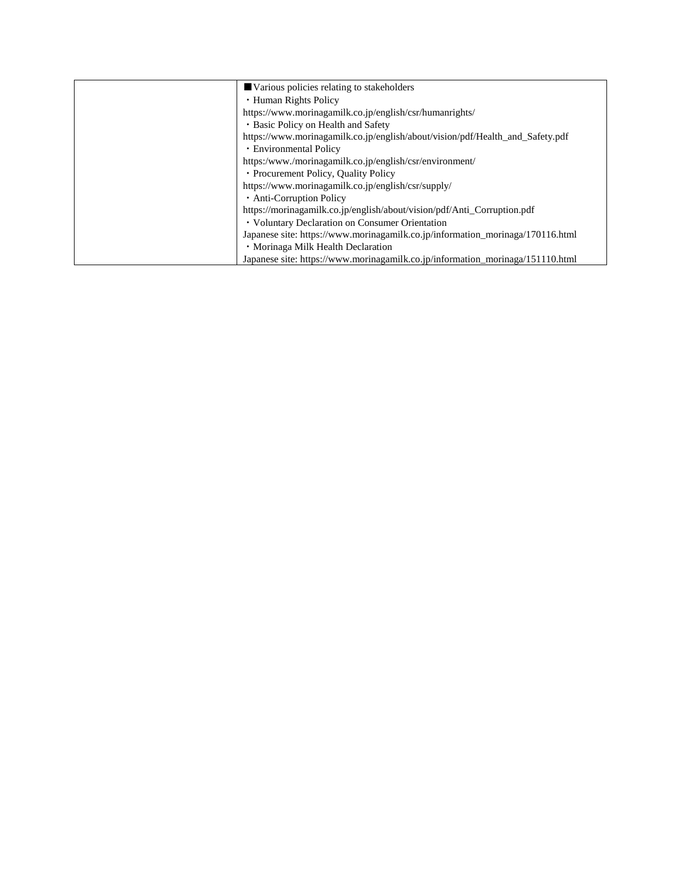|  | ■Various policies relating to stakeholders<br>・Human Rights Policy<br>https://www.morinagamilk.co.jp/english/csr/humanrights/<br>・Basic Policy on Health and Safety<br>https://www.morinagamilk.co.jp/english/about/vision/pdf/Health_and_Safety.pdf<br>・Environmental Policy<br>https:/www./morinagamilk.co.jp/english/csr/environment/<br>・Procurement Policy, Quality Policy<br>https://www.morinagamilk.co.jp/english/csr/supply/<br>・Anti-Corruption Policy<br>https://morinagamilk.co.jp/english/about/vision/pdf/Anti_Corruption.pdf<br>・Voluntary Declaration on Consumer Orientation<br>Japanese site: https://www.morinagamilk.co.jp/information_morinaga/170116.html<br>・Morinaga Milk Health Declaration<br>Japanese site: https://www.morinagamilk.co.jp/information_morinaga/151110.html |
|---|---|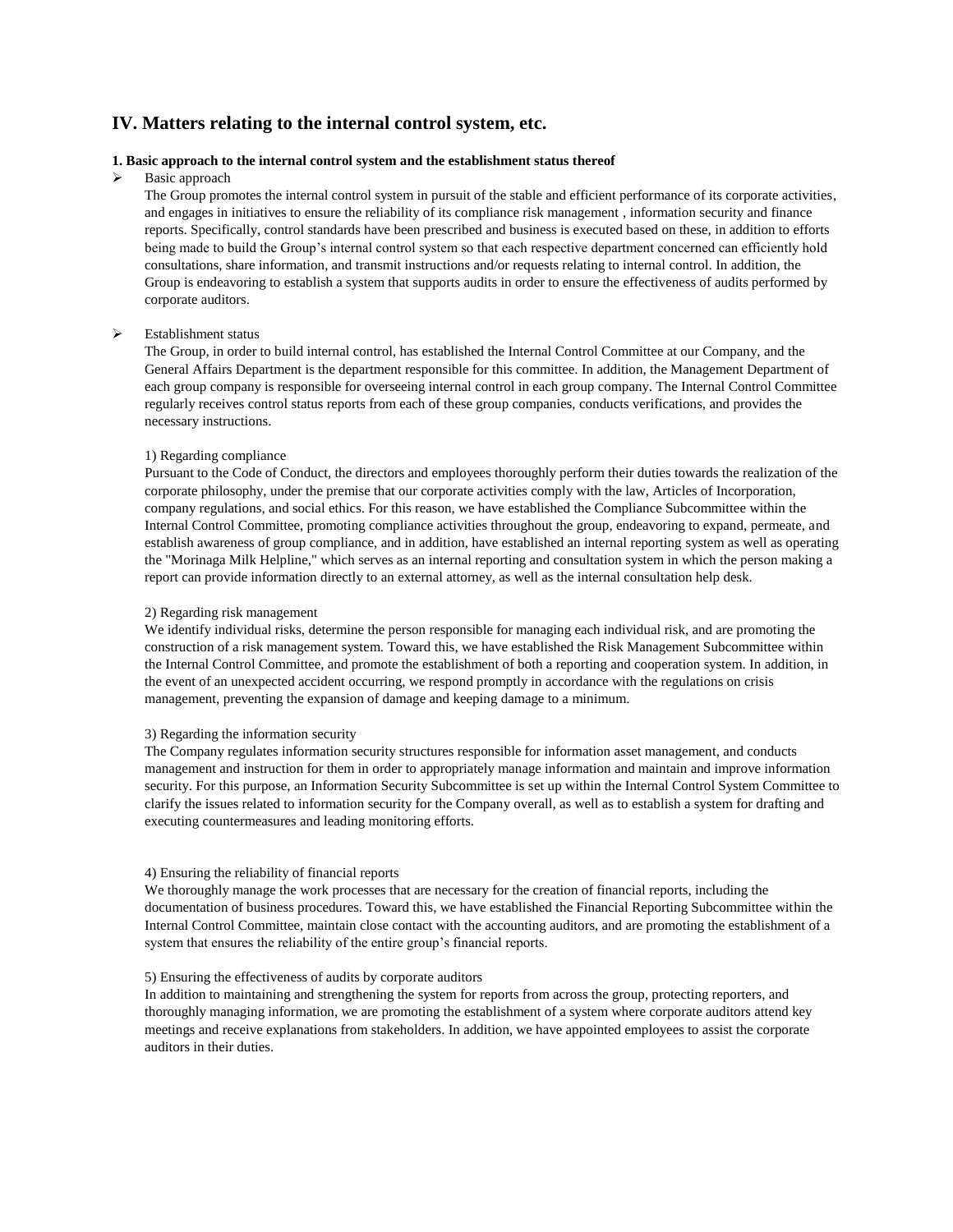## IV. Matters relating to the internal control system, etc.

**1. Basic approach to the internal control system and the establishment status thereof**

- Basic approach

  The Group promotes the internal control system in pursuit of the stable and efficient performance of its corporate activities, and engages in initiatives to ensure the reliability of its compliance risk management , information security and finance reports. Specifically, control standards have been prescribed and business is executed based on these, in addition to efforts being made to build the Group's internal control system so that each respective department concerned can efficiently hold consultations, share information, and transmit instructions and/or requests relating to internal control. In addition, the Group is endeavoring to establish a system that supports audits in order to ensure the effectiveness of audits performed by corporate auditors.

- Establishment status

  The Group, in order to build internal control, has established the Internal Control Committee at our Company, and the General Affairs Department is the department responsible for this committee. In addition, the Management Department of each group company is responsible for overseeing internal control in each group company. The Internal Control Committee regularly receives control status reports from each of these group companies, conducts verifications, and provides the necessary instructions.

  1) Regarding compliance

  Pursuant to the Code of Conduct, the directors and employees thoroughly perform their duties towards the realization of the corporate philosophy, under the premise that our corporate activities comply with the law, Articles of Incorporation, company regulations, and social ethics. For this reason, we have established the Compliance Subcommittee within the Internal Control Committee, promoting compliance activities throughout the group, endeavoring to expand, permeate, and establish awareness of group compliance, and in addition, have established an internal reporting system as well as operating the "Morinaga Milk Helpline," which serves as an internal reporting and consultation system in which the person making a report can provide information directly to an external attorney, as well as the internal consultation help desk.

  2) Regarding risk management

  We identify individual risks, determine the person responsible for managing each individual risk, and are promoting the construction of a risk management system. Toward this, we have established the Risk Management Subcommittee within the Internal Control Committee, and promote the establishment of both a reporting and cooperation system. In addition, in the event of an unexpected accident occurring, we respond promptly in accordance with the regulations on crisis management, preventing the expansion of damage and keeping damage to a minimum.

  3) Regarding the information security

  The Company regulates information security structures responsible for information asset management, and conducts management and instruction for them in order to appropriately manage information and maintain and improve information security. For this purpose, an Information Security Subcommittee is set up within the Internal Control System Committee to clarify the issues related to information security for the Company overall, as well as to establish a system for drafting and executing countermeasures and leading monitoring efforts.

  4) Ensuring the reliability of financial reports

  We thoroughly manage the work processes that are necessary for the creation of financial reports, including the documentation of business procedures. Toward this, we have established the Financial Reporting Subcommittee within the Internal Control Committee, maintain close contact with the accounting auditors, and are promoting the establishment of a system that ensures the reliability of the entire group's financial reports.

  5) Ensuring the effectiveness of audits by corporate auditors

  In addition to maintaining and strengthening the system for reports from across the group, protecting reporters, and thoroughly managing information, we are promoting the establishment of a system where corporate auditors attend key meetings and receive explanations from stakeholders. In addition, we have appointed employees to assist the corporate auditors in their duties.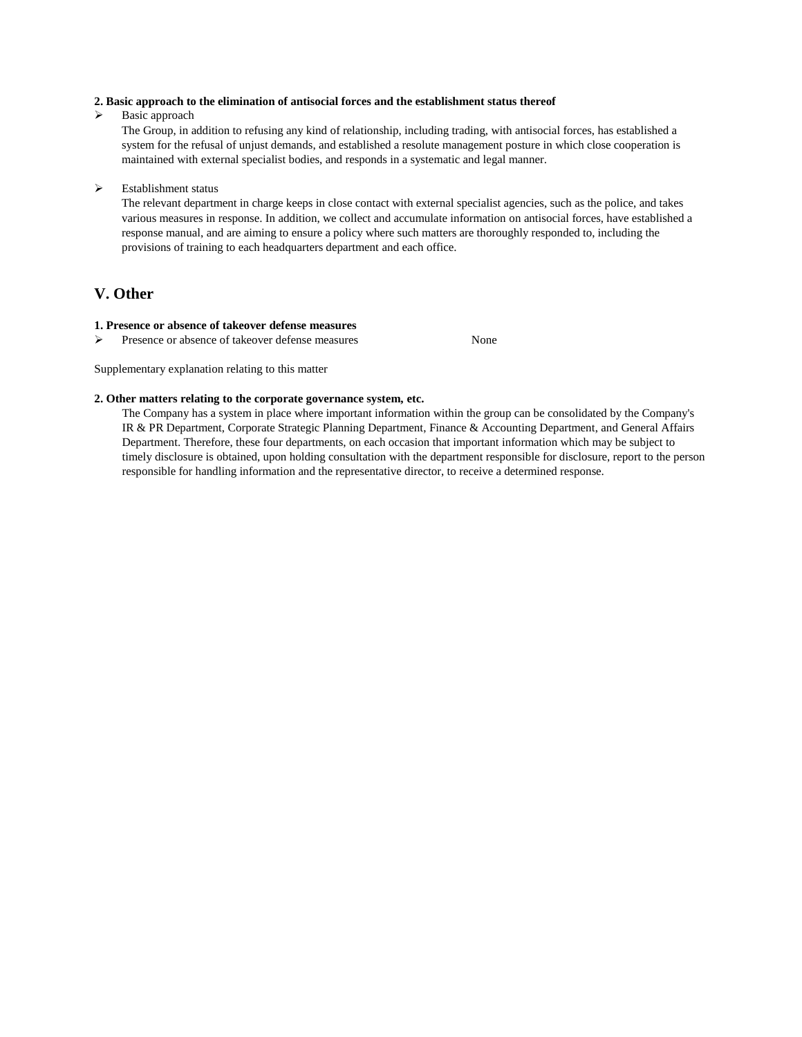**2. Basic approach to the elimination of antisocial forces and the establishment status thereof**

- Basic approach

  The Group, in addition to refusing any kind of relationship, including trading, with antisocial forces, has established a system for the refusal of unjust demands, and established a resolute management posture in which close cooperation is maintained with external specialist bodies, and responds in a systematic and legal manner.

- Establishment status

  The relevant department in charge keeps in close contact with external specialist agencies, such as the police, and takes various measures in response. In addition, we collect and accumulate information on antisocial forces, have established a response manual, and are aiming to ensure a policy where such matters are thoroughly responded to, including the provisions of training to each headquarters department and each office.

## V. Other

**1. Presence or absence of takeover defense measures**

- Presence or absence of takeover defense measures None

Supplementary explanation relating to this matter

**2. Other matters relating to the corporate governance system, etc.**

The Company has a system in place where important information within the group can be consolidated by the Company's IR & PR Department, Corporate Strategic Planning Department, Finance & Accounting Department, and General Affairs Department. Therefore, these four departments, on each occasion that important information which may be subject to timely disclosure is obtained, upon holding consultation with the department responsible for disclosure, report to the person responsible for handling information and the representative director, to receive a determined response.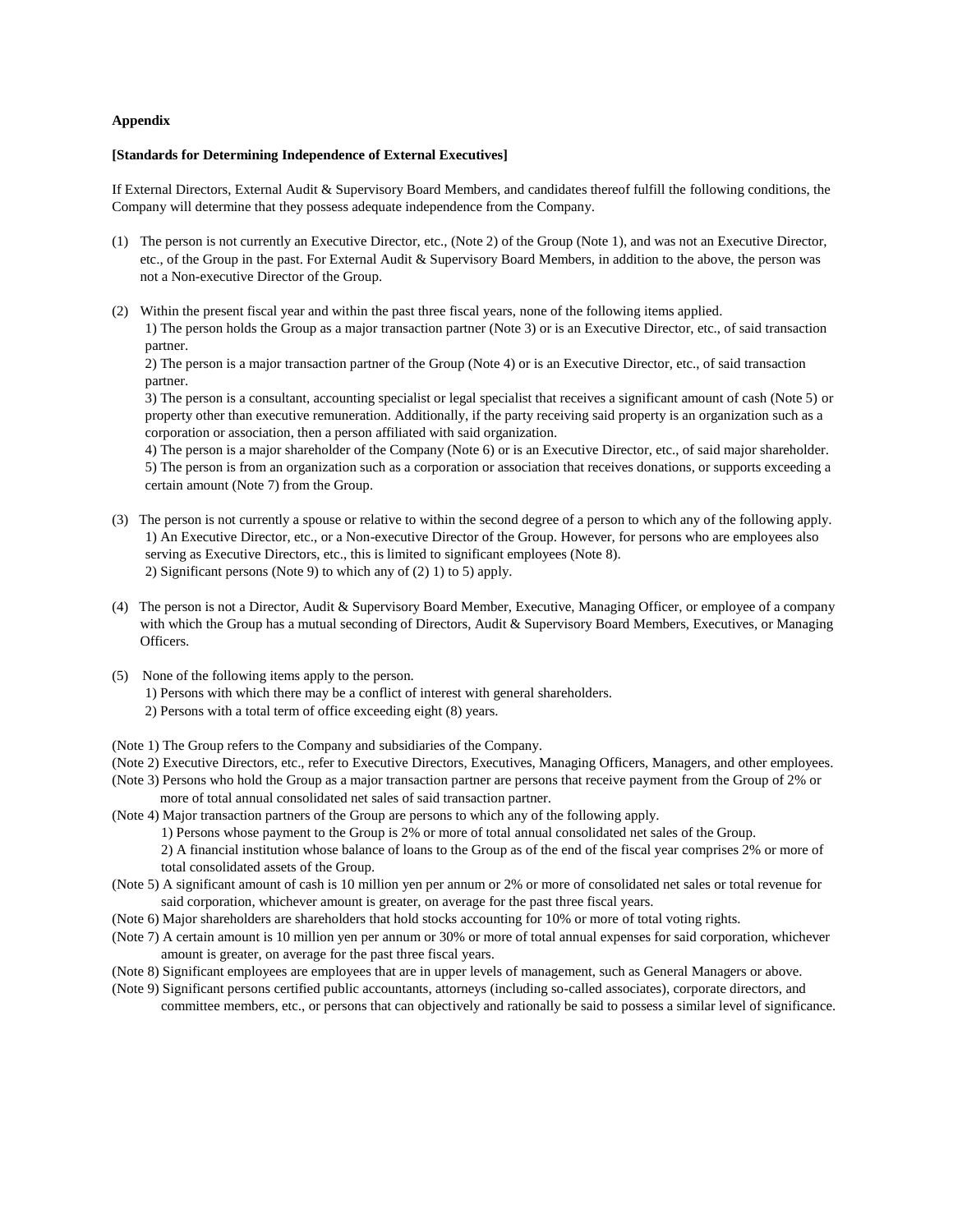**Appendix**

**[Standards for Determining Independence of External Executives]**

If External Directors, External Audit & Supervisory Board Members, and candidates thereof fulfill the following conditions, the Company will determine that they possess adequate independence from the Company.

(1) The person is not currently an Executive Director, etc., (Note 2) of the Group (Note 1), and was not an Executive Director, etc., of the Group in the past. For External Audit & Supervisory Board Members, in addition to the above, the person was not a Non-executive Director of the Group.

(2) Within the present fiscal year and within the past three fiscal years, none of the following items applied.
 1) The person holds the Group as a major transaction partner (Note 3) or is an Executive Director, etc., of said transaction partner.
 2) The person is a major transaction partner of the Group (Note 4) or is an Executive Director, etc., of said transaction partner.
 3) The person is a consultant, accounting specialist or legal specialist that receives a significant amount of cash (Note 5) or property other than executive remuneration. Additionally, if the party receiving said property is an organization such as a corporation or association, then a person affiliated with said organization.
 4) The person is a major shareholder of the Company (Note 6) or is an Executive Director, etc., of said major shareholder.
 5) The person is from an organization such as a corporation or association that receives donations, or supports exceeding a certain amount (Note 7) from the Group.

(3) The person is not currently a spouse or relative to within the second degree of a person to which any of the following apply.
 1) An Executive Director, etc., or a Non-executive Director of the Group. However, for persons who are employees also serving as Executive Directors, etc., this is limited to significant employees (Note 8).
 2) Significant persons (Note 9) to which any of (2) 1) to 5) apply.

(4) The person is not a Director, Audit & Supervisory Board Member, Executive, Managing Officer, or employee of a company with which the Group has a mutual seconding of Directors, Audit & Supervisory Board Members, Executives, or Managing Officers.

(5) None of the following items apply to the person.
 1) Persons with which there may be a conflict of interest with general shareholders.
 2) Persons with a total term of office exceeding eight (8) years.

(Note 1) The Group refers to the Company and subsidiaries of the Company.
(Note 2) Executive Directors, etc., refer to Executive Directors, Executives, Managing Officers, Managers, and other employees.
(Note 3) Persons who hold the Group as a major transaction partner are persons that receive payment from the Group of 2% or more of total annual consolidated net sales of said transaction partner.
(Note 4) Major transaction partners of the Group are persons to which any of the following apply.
 1) Persons whose payment to the Group is 2% or more of total annual consolidated net sales of the Group.
 2) A financial institution whose balance of loans to the Group as of the end of the fiscal year comprises 2% or more of total consolidated assets of the Group.
(Note 5) A significant amount of cash is 10 million yen per annum or 2% or more of consolidated net sales or total revenue for said corporation, whichever amount is greater, on average for the past three fiscal years.
(Note 6) Major shareholders are shareholders that hold stocks accounting for 10% or more of total voting rights.
(Note 7) A certain amount is 10 million yen per annum or 30% or more of total annual expenses for said corporation, whichever amount is greater, on average for the past three fiscal years.
(Note 8) Significant employees are employees that are in upper levels of management, such as General Managers or above.
(Note 9) Significant persons certified public accountants, attorneys (including so-called associates), corporate directors, and committee members, etc., or persons that can objectively and rationally be said to possess a similar level of significance.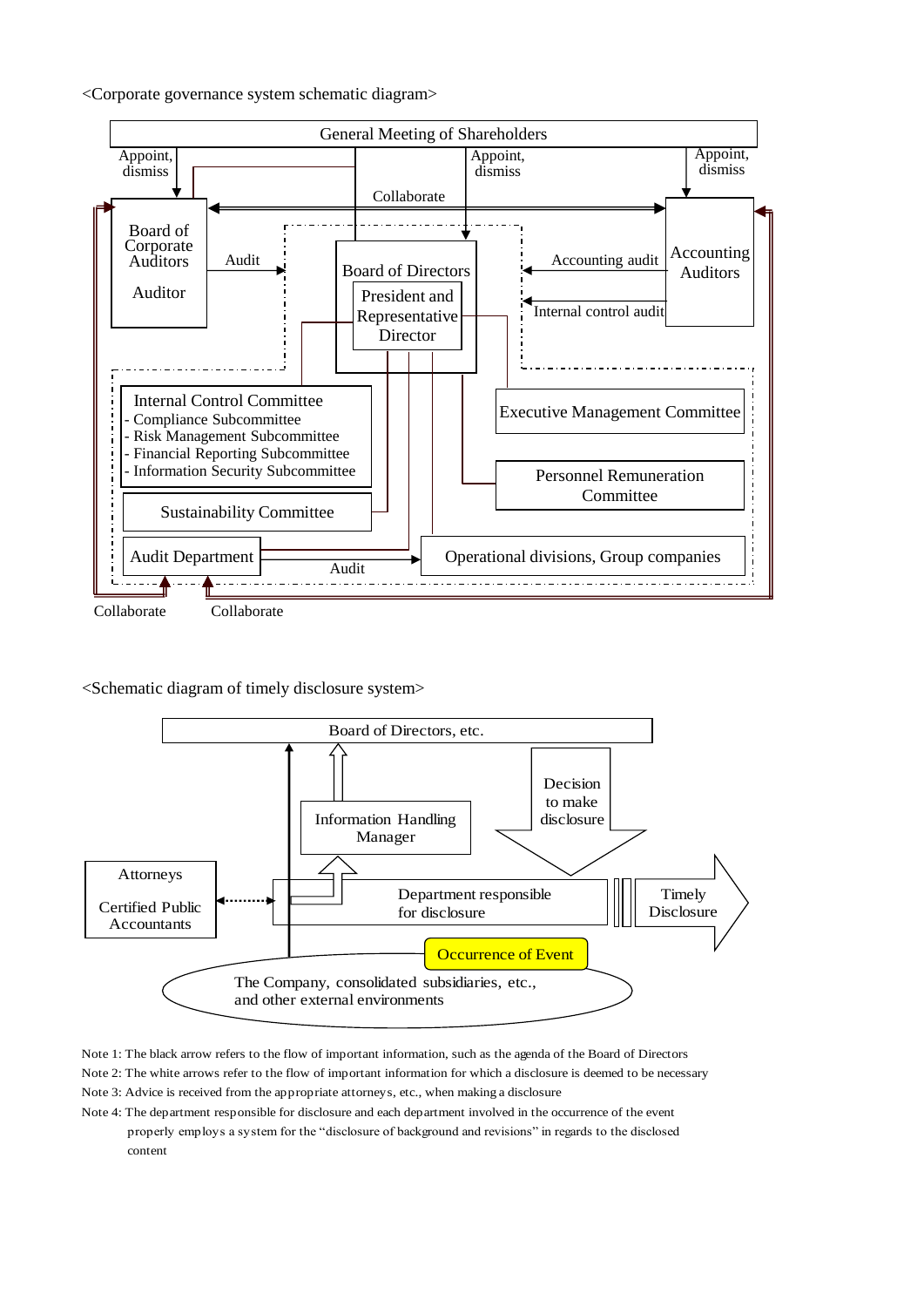<Corporate governance system schematic diagram>

General Meeting of Shareholders

Appoint, dismiss

Appoint, dismiss

Appoint, dismiss

Collaborate

Board of Corporate Auditors

Auditor

Audit

Board of Directors

President and Representative Director

Accounting audit

Internal control audit

Accounting Auditors

Internal Control Committee
- Compliance Subcommittee
- Risk Management Subcommittee
- Financial Reporting Subcommittee
- Information Security Subcommittee

Executive Management Committee

Personnel Remuneration Committee

Sustainability Committee

Audit Department

Audit

Operational divisions, Group companies

Collaborate

Collaborate

<Schematic diagram of timely disclosure system>

Board of Directors, etc.

Information Handling Manager

Decision to make disclosure

Attorneys

Certified Public Accountants

Department responsible for disclosure

Timely Disclosure

Occurrence of Event

The Company, consolidated subsidiaries, etc., and other external environments

Note 1: The black arrow refers to the flow of important information, such as the agenda of the Board of Directors

Note 2: The white arrows refer to the flow of important information for which a disclosure is deemed to be necessary

Note 3: Advice is received from the appropriate attorneys, etc., when making a disclosure

Note 4: The department responsible for disclosure and each department involved in the occurrence of the event properly employs a system for the "disclosure of background and revisions" in regards to the disclosed content